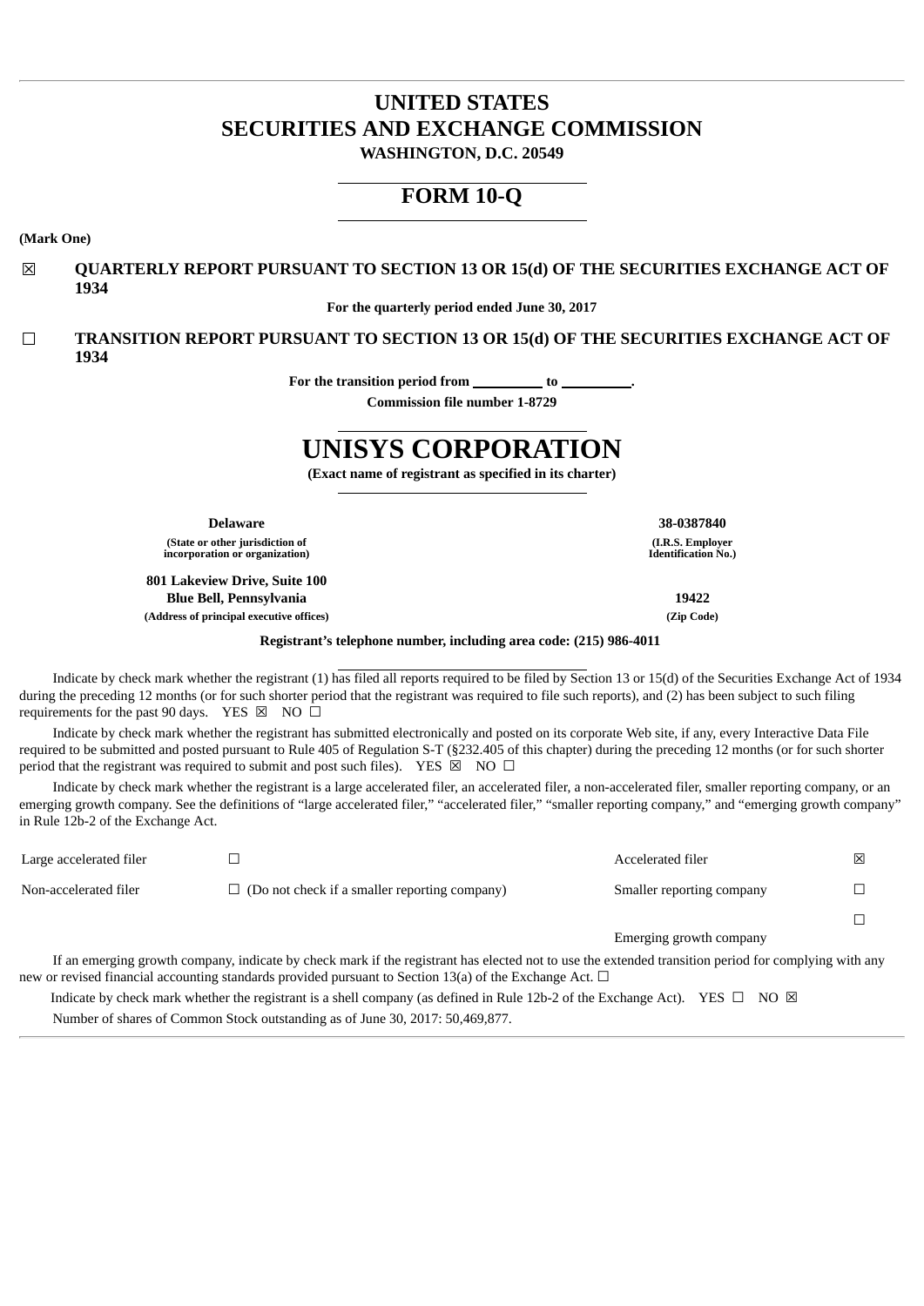# UNITED STATES
# SECURITIES AND EXCHANGE COMMISSION
**WASHINGTON, D.C. 20549**

## FORM 10-Q

**(Mark One)**

☒ **QUARTERLY REPORT PURSUANT TO SECTION 13 OR 15(d) OF THE SECURITIES EXCHANGE ACT OF 1934**

**For the quarterly period ended June 30, 2017**

☐ **TRANSITION REPORT PURSUANT TO SECTION 13 OR 15(d) OF THE SECURITIES EXCHANGE ACT OF 1934**

**For the transition period from \_\_\_\_\_\_\_\_\_\_ to \_\_\_\_\_\_\_\_\_\_.**

**Commission file number 1-8729**

# UNISYS CORPORATION
**(Exact name of registrant as specified in its charter)**

| | |
|---|---|
| **Delaware** | **38-0387840** |
| **(State or other jurisdiction of incorporation or organization)** | **(I.R.S. Employer Identification No.)** |
| **801 Lakeview Drive, Suite 100** **Blue Bell, Pennsylvania** | **19422** |
| **(Address of principal executive offices)** | **(Zip Code)** |

**Registrant's telephone number, including area code: (215) 986-4011**

Indicate by check mark whether the registrant (1) has filed all reports required to be filed by Section 13 or 15(d) of the Securities Exchange Act of 1934 during the preceding 12 months (or for such shorter period that the registrant was required to file such reports), and (2) has been subject to such filing requirements for the past 90 days. YES ☒ NO ☐

Indicate by check mark whether the registrant has submitted electronically and posted on its corporate Web site, if any, every Interactive Data File required to be submitted and posted pursuant to Rule 405 of Regulation S-T (§232.405 of this chapter) during the preceding 12 months (or for such shorter period that the registrant was required to submit and post such files). YES ☒ NO ☐

Indicate by check mark whether the registrant is a large accelerated filer, an accelerated filer, a non-accelerated filer, smaller reporting company, or an emerging growth company. See the definitions of "large accelerated filer," "accelerated filer," "smaller reporting company," and "emerging growth company" in Rule 12b-2 of the Exchange Act.

| | | | |
|---|---|---|---|
| Large accelerated filer | ☐ | Accelerated filer | ☒ |
| Non-accelerated filer | ☐ (Do not check if a smaller reporting company) | Smaller reporting company | ☐ |
| | | Emerging growth company | ☐ |

If an emerging growth company, indicate by check mark if the registrant has elected not to use the extended transition period for complying with any new or revised financial accounting standards provided pursuant to Section 13(a) of the Exchange Act. ☐

Indicate by check mark whether the registrant is a shell company (as defined in Rule 12b-2 of the Exchange Act). YES ☐ NO ☒

Number of shares of Common Stock outstanding as of June 30, 2017: 50,469,877.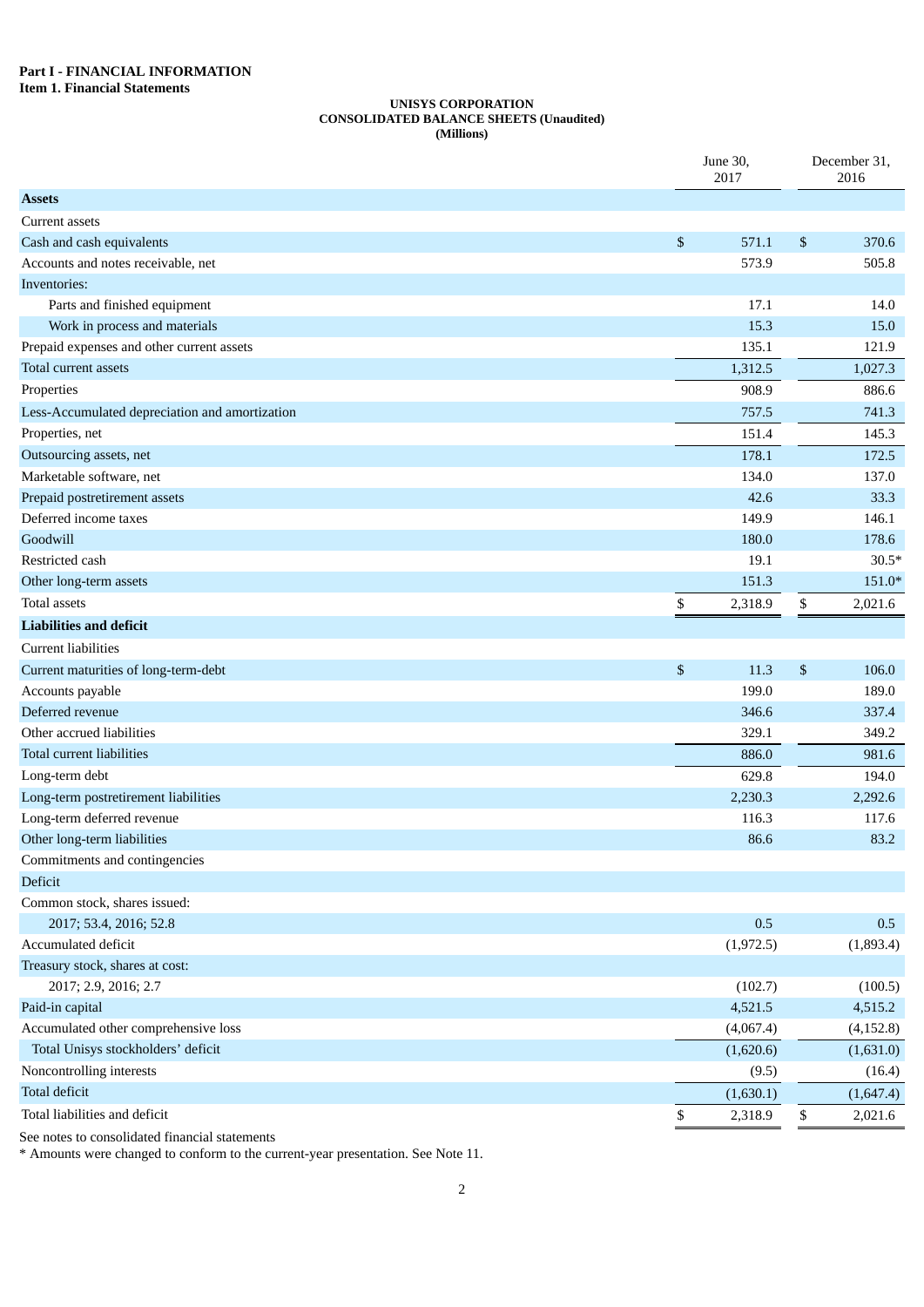**Part I - FINANCIAL INFORMATION**
**Item 1. Financial Statements**

**UNISYS CORPORATION**
**CONSOLIDATED BALANCE SHEETS (Unaudited)**
**(Millions)**

| | June 30, 2017 | December 31, 2016 |
|---|---|---|
| **Assets** | | |
| Current assets | | |
| Cash and cash equivalents | $ 571.1 | $ 370.6 |
| Accounts and notes receivable, net | 573.9 | 505.8 |
| Inventories: | | |
| Parts and finished equipment | 17.1 | 14.0 |
| Work in process and materials | 15.3 | 15.0 |
| Prepaid expenses and other current assets | 135.1 | 121.9 |
| Total current assets | 1,312.5 | 1,027.3 |
| Properties | 908.9 | 886.6 |
| Less-Accumulated depreciation and amortization | 757.5 | 741.3 |
| Properties, net | 151.4 | 145.3 |
| Outsourcing assets, net | 178.1 | 172.5 |
| Marketable software, net | 134.0 | 137.0 |
| Prepaid postretirement assets | 42.6 | 33.3 |
| Deferred income taxes | 149.9 | 146.1 |
| Goodwill | 180.0 | 178.6 |
| Restricted cash | 19.1 | 30.5* |
| Other long-term assets | 151.3 | 151.0* |
| Total assets | $ 2,318.9 | $ 2,021.6 |
| **Liabilities and deficit** | | |
| Current liabilities | | |
| Current maturities of long-term-debt | $ 11.3 | $ 106.0 |
| Accounts payable | 199.0 | 189.0 |
| Deferred revenue | 346.6 | 337.4 |
| Other accrued liabilities | 329.1 | 349.2 |
| Total current liabilities | 886.0 | 981.6 |
| Long-term debt | 629.8 | 194.0 |
| Long-term postretirement liabilities | 2,230.3 | 2,292.6 |
| Long-term deferred revenue | 116.3 | 117.6 |
| Other long-term liabilities | 86.6 | 83.2 |
| Commitments and contingencies | | |
| Deficit | | |
| Common stock, shares issued: | | |
| 2017; 53.4, 2016; 52.8 | 0.5 | 0.5 |
| Accumulated deficit | (1,972.5) | (1,893.4) |
| Treasury stock, shares at cost: | | |
| 2017; 2.9, 2016; 2.7 | (102.7) | (100.5) |
| Paid-in capital | 4,521.5 | 4,515.2 |
| Accumulated other comprehensive loss | (4,067.4) | (4,152.8) |
| Total Unisys stockholders' deficit | (1,620.6) | (1,631.0) |
| Noncontrolling interests | (9.5) | (16.4) |
| Total deficit | (1,630.1) | (1,647.4) |
| Total liabilities and deficit | $ 2,318.9 | $ 2,021.6 |

See notes to consolidated financial statements

* Amounts were changed to conform to the current-year presentation. See Note 11.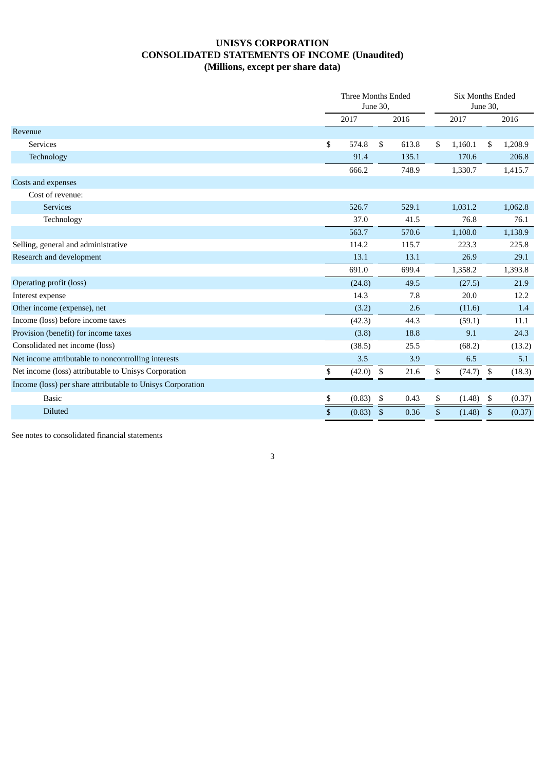# UNISYS CORPORATION
## CONSOLIDATED STATEMENTS OF INCOME (Unaudited)
### (Millions, except per share data)

| | Three Months Ended June 30, | | Six Months Ended June 30, | |
|---|---|---|---|---|
| | 2017 | 2016 | 2017 | 2016 |
| Revenue | | | | |
| Services | $ 574.8 | $ 613.8 | $ 1,160.1 | $ 1,208.9 |
| Technology | 91.4 | 135.1 | 170.6 | 206.8 |
| | 666.2 | 748.9 | 1,330.7 | 1,415.7 |
| Costs and expenses | | | | |
| Cost of revenue: | | | | |
| Services | 526.7 | 529.1 | 1,031.2 | 1,062.8 |
| Technology | 37.0 | 41.5 | 76.8 | 76.1 |
| | 563.7 | 570.6 | 1,108.0 | 1,138.9 |
| Selling, general and administrative | 114.2 | 115.7 | 223.3 | 225.8 |
| Research and development | 13.1 | 13.1 | 26.9 | 29.1 |
| | 691.0 | 699.4 | 1,358.2 | 1,393.8 |
| Operating profit (loss) | (24.8) | 49.5 | (27.5) | 21.9 |
| Interest expense | 14.3 | 7.8 | 20.0 | 12.2 |
| Other income (expense), net | (3.2) | 2.6 | (11.6) | 1.4 |
| Income (loss) before income taxes | (42.3) | 44.3 | (59.1) | 11.1 |
| Provision (benefit) for income taxes | (3.8) | 18.8 | 9.1 | 24.3 |
| Consolidated net income (loss) | (38.5) | 25.5 | (68.2) | (13.2) |
| Net income attributable to noncontrolling interests | 3.5 | 3.9 | 6.5 | 5.1 |
| Net income (loss) attributable to Unisys Corporation | $ (42.0) | $ 21.6 | $ (74.7) | $ (18.3) |
| Income (loss) per share attributable to Unisys Corporation | | | | |
| Basic | $ (0.83) | $ 0.43 | $ (1.48) | $ (0.37) |
| Diluted | $ (0.83) | $ 0.36 | $ (1.48) | $ (0.37) |

See notes to consolidated financial statements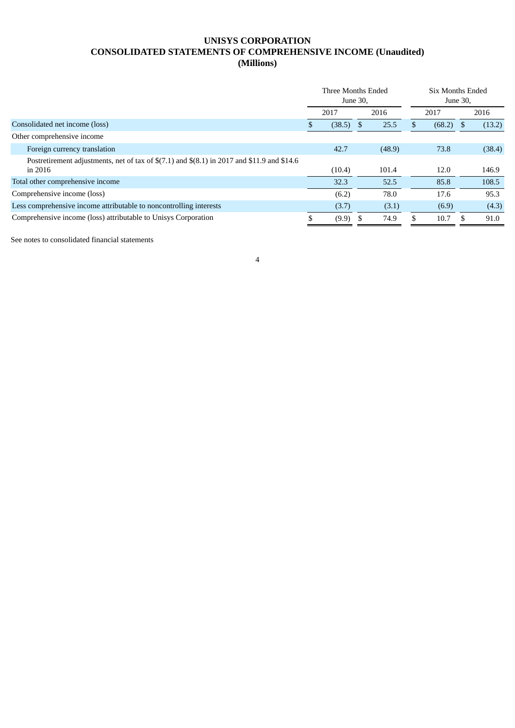# UNISYS CORPORATION
## CONSOLIDATED STATEMENTS OF COMPREHENSIVE INCOME (Unaudited)
### (Millions)

| | Three Months Ended June 30, | | Six Months Ended June 30, | |
|---|---|---|---|---|
| | 2017 | 2016 | 2017 | 2016 |
| Consolidated net income (loss) | $ (38.5) | $ 25.5 | $ (68.2) | $ (13.2) |
| Other comprehensive income | | | | |
| Foreign currency translation | 42.7 | (48.9) | 73.8 | (38.4) |
| Postretirement adjustments, net of tax of $(7.1) and $(8.1) in 2017 and $11.9 and $14.6 in 2016 | (10.4) | 101.4 | 12.0 | 146.9 |
| Total other comprehensive income | 32.3 | 52.5 | 85.8 | 108.5 |
| Comprehensive income (loss) | (6.2) | 78.0 | 17.6 | 95.3 |
| Less comprehensive income attributable to noncontrolling interests | (3.7) | (3.1) | (6.9) | (4.3) |
| Comprehensive income (loss) attributable to Unisys Corporation | $ (9.9) | $ 74.9 | $ 10.7 | $ 91.0 |

See notes to consolidated financial statements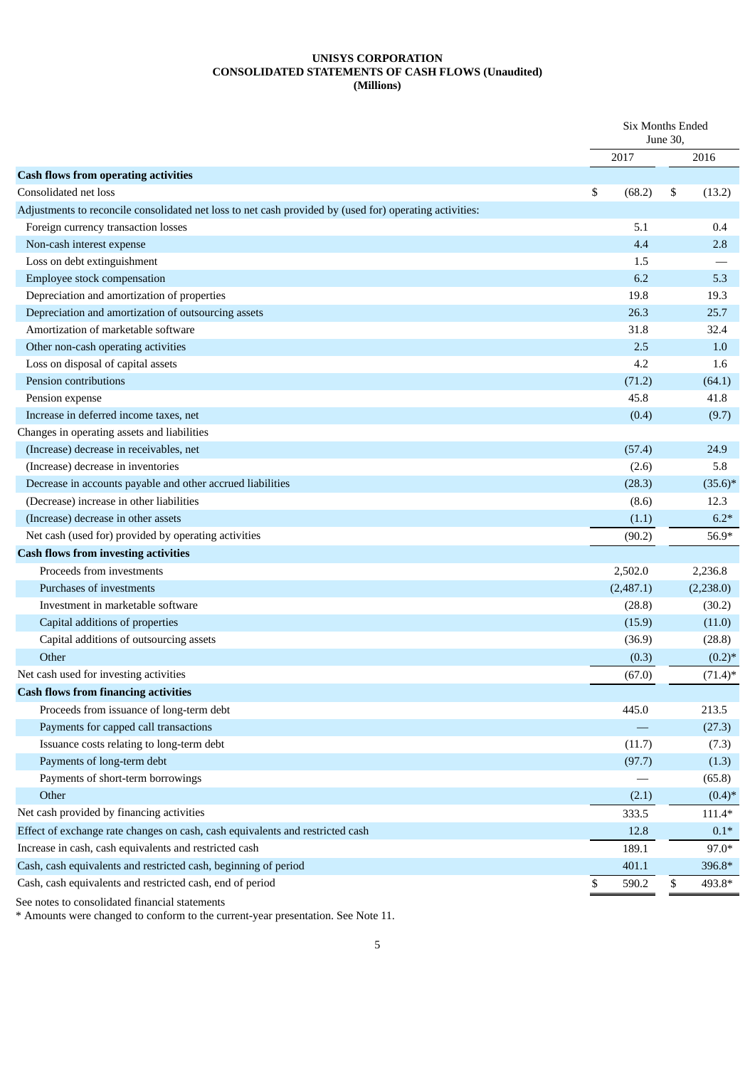# UNISYS CORPORATION
## CONSOLIDATED STATEMENTS OF CASH FLOWS (Unaudited)
### (Millions)

| | Six Months Ended June 30, | |
|---|---|---|
| | 2017 | 2016 |
| **Cash flows from operating activities** | | |
| Consolidated net loss | $ (68.2) | $ (13.2) |
| Adjustments to reconcile consolidated net loss to net cash provided by (used for) operating activities: | | |
| Foreign currency transaction losses | 5.1 | 0.4 |
| Non-cash interest expense | 4.4 | 2.8 |
| Loss on debt extinguishment | 1.5 | — |
| Employee stock compensation | 6.2 | 5.3 |
| Depreciation and amortization of properties | 19.8 | 19.3 |
| Depreciation and amortization of outsourcing assets | 26.3 | 25.7 |
| Amortization of marketable software | 31.8 | 32.4 |
| Other non-cash operating activities | 2.5 | 1.0 |
| Loss on disposal of capital assets | 4.2 | 1.6 |
| Pension contributions | (71.2) | (64.1) |
| Pension expense | 45.8 | 41.8 |
| Increase in deferred income taxes, net | (0.4) | (9.7) |
| Changes in operating assets and liabilities | | |
| (Increase) decrease in receivables, net | (57.4) | 24.9 |
| (Increase) decrease in inventories | (2.6) | 5.8 |
| Decrease in accounts payable and other accrued liabilities | (28.3) | (35.6)* |
| (Decrease) increase in other liabilities | (8.6) | 12.3 |
| (Increase) decrease in other assets | (1.1) | 6.2* |
| Net cash (used for) provided by operating activities | (90.2) | 56.9* |
| **Cash flows from investing activities** | | |
| Proceeds from investments | 2,502.0 | 2,236.8 |
| Purchases of investments | (2,487.1) | (2,238.0) |
| Investment in marketable software | (28.8) | (30.2) |
| Capital additions of properties | (15.9) | (11.0) |
| Capital additions of outsourcing assets | (36.9) | (28.8) |
| Other | (0.3) | (0.2)* |
| Net cash used for investing activities | (67.0) | (71.4)* |
| **Cash flows from financing activities** | | |
| Proceeds from issuance of long-term debt | 445.0 | 213.5 |
| Payments for capped call transactions | — | (27.3) |
| Issuance costs relating to long-term debt | (11.7) | (7.3) |
| Payments of long-term debt | (97.7) | (1.3) |
| Payments of short-term borrowings | — | (65.8) |
| Other | (2.1) | (0.4)* |
| Net cash provided by financing activities | 333.5 | 111.4* |
| Effect of exchange rate changes on cash, cash equivalents and restricted cash | 12.8 | 0.1* |
| Increase in cash, cash equivalents and restricted cash | 189.1 | 97.0* |
| Cash, cash equivalents and restricted cash, beginning of period | 401.1 | 396.8* |
| Cash, cash equivalents and restricted cash, end of period | $ 590.2 | $ 493.8* |

See notes to consolidated financial statements

* Amounts were changed to conform to the current-year presentation. See Note 11.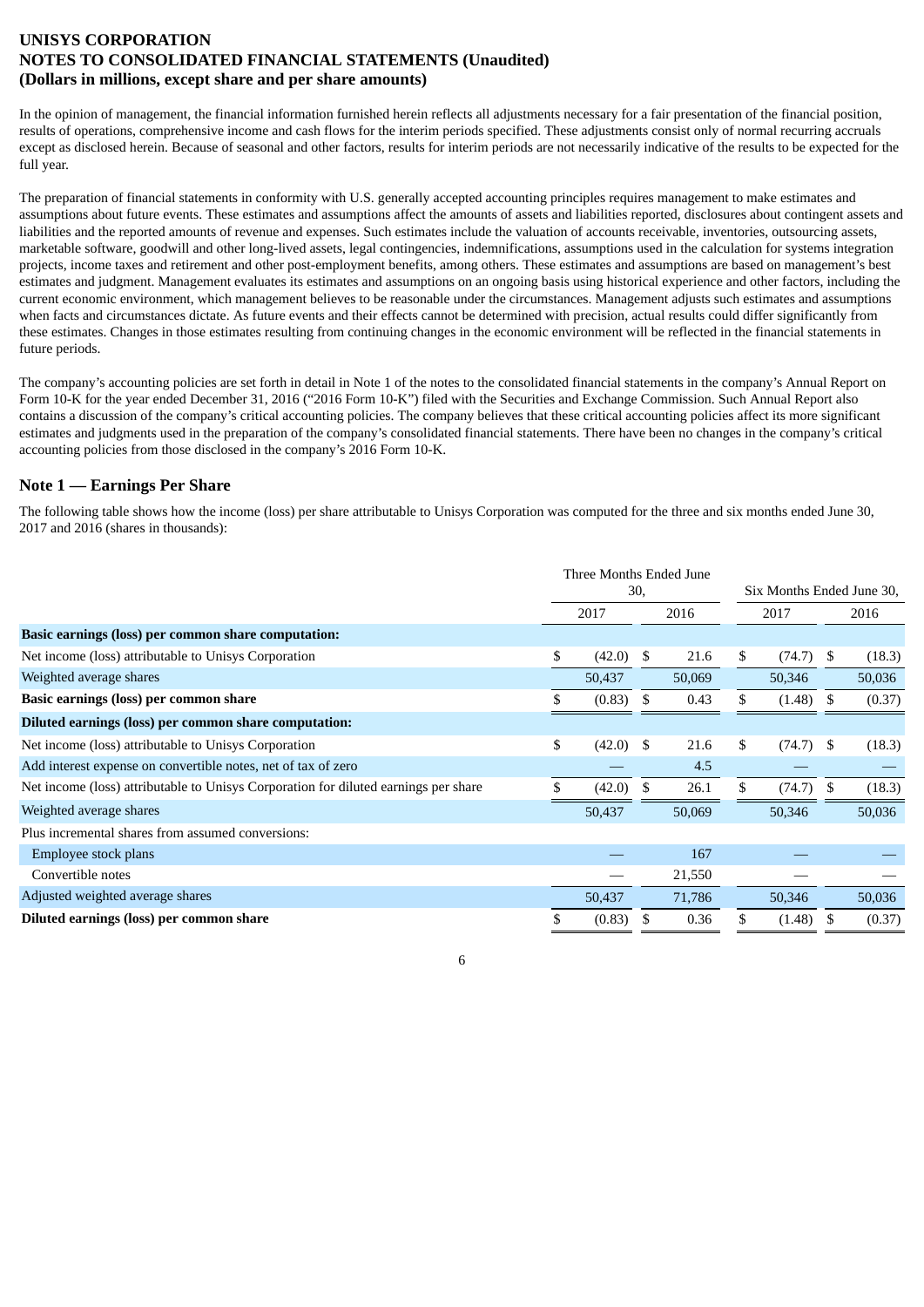# UNISYS CORPORATION
# NOTES TO CONSOLIDATED FINANCIAL STATEMENTS (Unaudited)
# (Dollars in millions, except share and per share amounts)

In the opinion of management, the financial information furnished herein reflects all adjustments necessary for a fair presentation of the financial position, results of operations, comprehensive income and cash flows for the interim periods specified. These adjustments consist only of normal recurring accruals except as disclosed herein. Because of seasonal and other factors, results for interim periods are not necessarily indicative of the results to be expected for the full year.

The preparation of financial statements in conformity with U.S. generally accepted accounting principles requires management to make estimates and assumptions about future events. These estimates and assumptions affect the amounts of assets and liabilities reported, disclosures about contingent assets and liabilities and the reported amounts of revenue and expenses. Such estimates include the valuation of accounts receivable, inventories, outsourcing assets, marketable software, goodwill and other long-lived assets, legal contingencies, indemnifications, assumptions used in the calculation for systems integration projects, income taxes and retirement and other post-employment benefits, among others. These estimates and assumptions are based on management's best estimates and judgment. Management evaluates its estimates and assumptions on an ongoing basis using historical experience and other factors, including the current economic environment, which management believes to be reasonable under the circumstances. Management adjusts such estimates and assumptions when facts and circumstances dictate. As future events and their effects cannot be determined with precision, actual results could differ significantly from these estimates. Changes in those estimates resulting from continuing changes in the economic environment will be reflected in the financial statements in future periods.

The company's accounting policies are set forth in detail in Note 1 of the notes to the consolidated financial statements in the company's Annual Report on Form 10-K for the year ended December 31, 2016 ("2016 Form 10-K") filed with the Securities and Exchange Commission. Such Annual Report also contains a discussion of the company's critical accounting policies. The company believes that these critical accounting policies affect its more significant estimates and judgments used in the preparation of the company's consolidated financial statements. There have been no changes in the company's critical accounting policies from those disclosed in the company's 2016 Form 10-K.

## Note 1 — Earnings Per Share

The following table shows how the income (loss) per share attributable to Unisys Corporation was computed for the three and six months ended June 30, 2017 and 2016 (shares in thousands):

| | Three Months Ended June 30, | | Six Months Ended June 30, | |
|---|---|---|---|---|
| | 2017 | 2016 | 2017 | 2016 |
| **Basic earnings (loss) per common share computation:** | | | | |
| Net income (loss) attributable to Unisys Corporation | $ (42.0) | $ 21.6 | $ (74.7) | $ (18.3) |
| Weighted average shares | 50,437 | 50,069 | 50,346 | 50,036 |
| **Basic earnings (loss) per common share** | $ (0.83) | $ 0.43 | $ (1.48) | $ (0.37) |
| **Diluted earnings (loss) per common share computation:** | | | | |
| Net income (loss) attributable to Unisys Corporation | $ (42.0) | $ 21.6 | $ (74.7) | $ (18.3) |
| Add interest expense on convertible notes, net of tax of zero | — | 4.5 | — | — |
| Net income (loss) attributable to Unisys Corporation for diluted earnings per share | $ (42.0) | $ 26.1 | $ (74.7) | $ (18.3) |
| Weighted average shares | 50,437 | 50,069 | 50,346 | 50,036 |
| Plus incremental shares from assumed conversions: | | | | |
| Employee stock plans | — | 167 | — | — |
| Convertible notes | — | 21,550 | — | — |
| Adjusted weighted average shares | 50,437 | 71,786 | 50,346 | 50,036 |
| **Diluted earnings (loss) per common share** | $ (0.83) | $ 0.36 | $ (1.48) | $ (0.37) |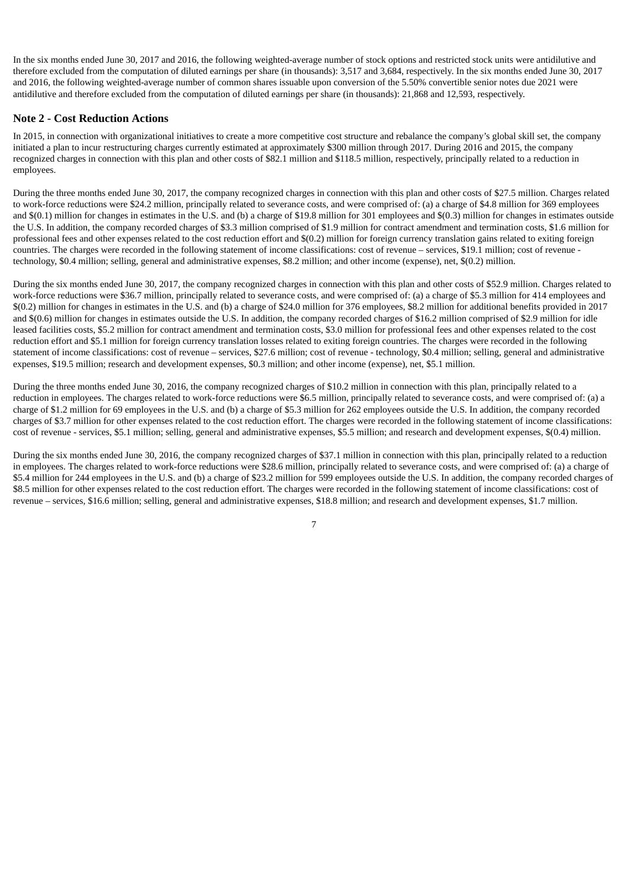In the six months ended June 30, 2017 and 2016, the following weighted-average number of stock options and restricted stock units were antidilutive and therefore excluded from the computation of diluted earnings per share (in thousands): 3,517 and 3,684, respectively. In the six months ended June 30, 2017 and 2016, the following weighted-average number of common shares issuable upon conversion of the 5.50% convertible senior notes due 2021 were antidilutive and therefore excluded from the computation of diluted earnings per share (in thousands): 21,868 and 12,593, respectively.

## Note 2 - Cost Reduction Actions

In 2015, in connection with organizational initiatives to create a more competitive cost structure and rebalance the company's global skill set, the company initiated a plan to incur restructuring charges currently estimated at approximately $300 million through 2017. During 2016 and 2015, the company recognized charges in connection with this plan and other costs of $82.1 million and $118.5 million, respectively, principally related to a reduction in employees.

During the three months ended June 30, 2017, the company recognized charges in connection with this plan and other costs of $27.5 million. Charges related to work-force reductions were $24.2 million, principally related to severance costs, and were comprised of: (a) a charge of $4.8 million for 369 employees and $(0.1) million for changes in estimates in the U.S. and (b) a charge of $19.8 million for 301 employees and $(0.3) million for changes in estimates outside the U.S. In addition, the company recorded charges of $3.3 million comprised of $1.9 million for contract amendment and termination costs, $1.6 million for professional fees and other expenses related to the cost reduction effort and $(0.2) million for foreign currency translation gains related to exiting foreign countries. The charges were recorded in the following statement of income classifications: cost of revenue – services, $19.1 million; cost of revenue - technology, $0.4 million; selling, general and administrative expenses, $8.2 million; and other income (expense), net, $(0.2) million.

During the six months ended June 30, 2017, the company recognized charges in connection with this plan and other costs of $52.9 million. Charges related to work-force reductions were $36.7 million, principally related to severance costs, and were comprised of: (a) a charge of $5.3 million for 414 employees and $(0.2) million for changes in estimates in the U.S. and (b) a charge of $24.0 million for 376 employees, $8.2 million for additional benefits provided in 2017 and $(0.6) million for changes in estimates outside the U.S. In addition, the company recorded charges of $16.2 million comprised of $2.9 million for idle leased facilities costs, $5.2 million for contract amendment and termination costs, $3.0 million for professional fees and other expenses related to the cost reduction effort and $5.1 million for foreign currency translation losses related to exiting foreign countries. The charges were recorded in the following statement of income classifications: cost of revenue – services, $27.6 million; cost of revenue - technology, $0.4 million; selling, general and administrative expenses, $19.5 million; research and development expenses, $0.3 million; and other income (expense), net, $5.1 million.

During the three months ended June 30, 2016, the company recognized charges of $10.2 million in connection with this plan, principally related to a reduction in employees. The charges related to work-force reductions were $6.5 million, principally related to severance costs, and were comprised of: (a) a charge of $1.2 million for 69 employees in the U.S. and (b) a charge of $5.3 million for 262 employees outside the U.S. In addition, the company recorded charges of $3.7 million for other expenses related to the cost reduction effort. The charges were recorded in the following statement of income classifications: cost of revenue - services, $5.1 million; selling, general and administrative expenses, $5.5 million; and research and development expenses, $(0.4) million.

During the six months ended June 30, 2016, the company recognized charges of $37.1 million in connection with this plan, principally related to a reduction in employees. The charges related to work-force reductions were $28.6 million, principally related to severance costs, and were comprised of: (a) a charge of $5.4 million for 244 employees in the U.S. and (b) a charge of $23.2 million for 599 employees outside the U.S. In addition, the company recorded charges of $8.5 million for other expenses related to the cost reduction effort. The charges were recorded in the following statement of income classifications: cost of revenue – services, $16.6 million; selling, general and administrative expenses, $18.8 million; and research and development expenses, $1.7 million.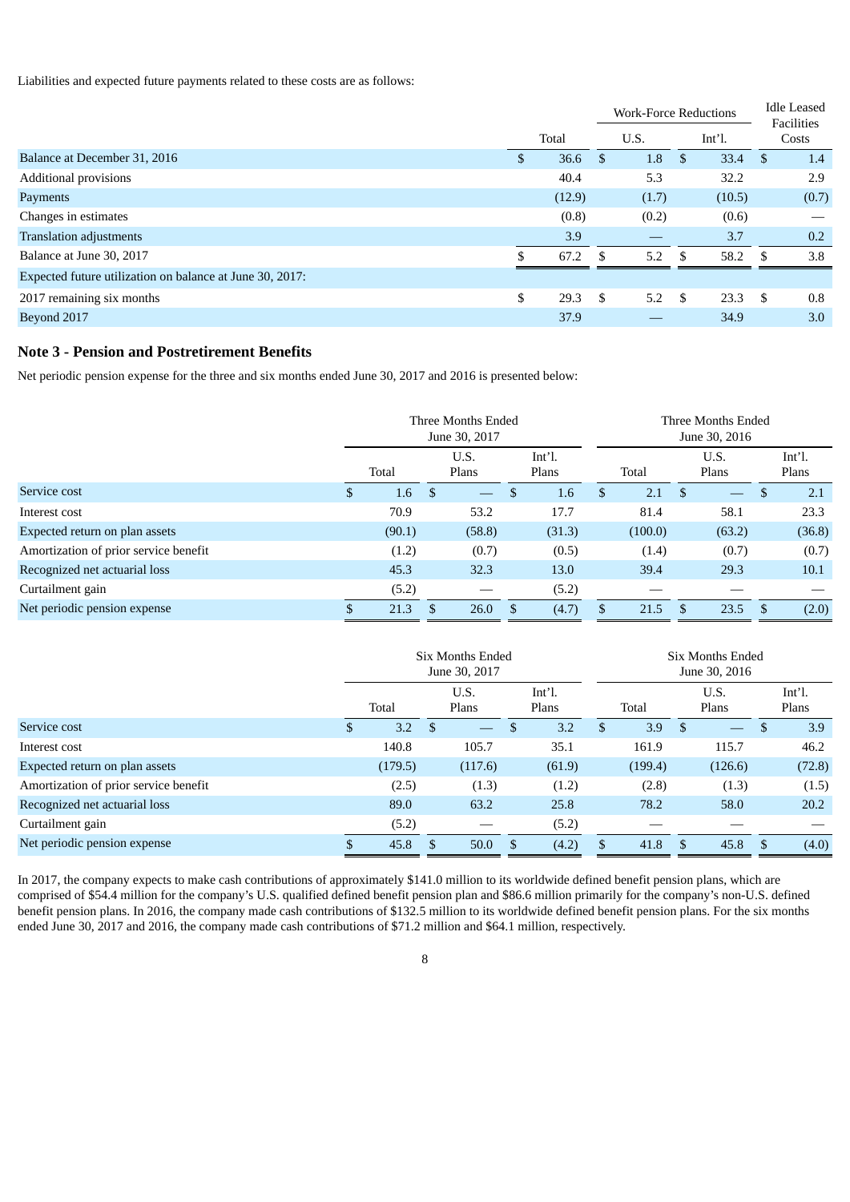Liabilities and expected future payments related to these costs are as follows:

| | Total | Work-Force Reductions | | Idle Leased Facilities Costs |
|---|---|---|---|---|
| | | U.S. | Int'l. | |
| Balance at December 31, 2016 | $ 36.6 | $ 1.8 | $ 33.4 | $ 1.4 |
| Additional provisions | 40.4 | 5.3 | 32.2 | 2.9 |
| Payments | (12.9) | (1.7) | (10.5) | (0.7) |
| Changes in estimates | (0.8) | (0.2) | (0.6) | — |
| Translation adjustments | 3.9 | — | 3.7 | 0.2 |
| Balance at June 30, 2017 | $ 67.2 | $ 5.2 | $ 58.2 | $ 3.8 |
| Expected future utilization on balance at June 30, 2017: | | | | |
| 2017 remaining six months | $ 29.3 | $ 5.2 | $ 23.3 | $ 0.8 |
| Beyond 2017 | 37.9 | — | 34.9 | 3.0 |

## Note 3 - Pension and Postretirement Benefits

Net periodic pension expense for the three and six months ended June 30, 2017 and 2016 is presented below:

| | Three Months Ended June 30, 2017 | | | Three Months Ended June 30, 2016 | | |
|---|---|---|---|---|---|---|
| | Total | U.S. Plans | Int'l. Plans | Total | U.S. Plans | Int'l. Plans |
| Service cost | $ 1.6 | $ — | $ 1.6 | $ 2.1 | $ — | $ 2.1 |
| Interest cost | 70.9 | 53.2 | 17.7 | 81.4 | 58.1 | 23.3 |
| Expected return on plan assets | (90.1) | (58.8) | (31.3) | (100.0) | (63.2) | (36.8) |
| Amortization of prior service benefit | (1.2) | (0.7) | (0.5) | (1.4) | (0.7) | (0.7) |
| Recognized net actuarial loss | 45.3 | 32.3 | 13.0 | 39.4 | 29.3 | 10.1 |
| Curtailment gain | (5.2) | — | (5.2) | — | — | — |
| Net periodic pension expense | $ 21.3 | $ 26.0 | $ (4.7) | $ 21.5 | $ 23.5 | $ (2.0) |

| | Six Months Ended June 30, 2017 | | | Six Months Ended June 30, 2016 | | |
|---|---|---|---|---|---|---|
| | Total | U.S. Plans | Int'l. Plans | Total | U.S. Plans | Int'l. Plans |
| Service cost | $ 3.2 | $ — | $ 3.2 | $ 3.9 | $ — | $ 3.9 |
| Interest cost | 140.8 | 105.7 | 35.1 | 161.9 | 115.7 | 46.2 |
| Expected return on plan assets | (179.5) | (117.6) | (61.9) | (199.4) | (126.6) | (72.8) |
| Amortization of prior service benefit | (2.5) | (1.3) | (1.2) | (2.8) | (1.3) | (1.5) |
| Recognized net actuarial loss | 89.0 | 63.2 | 25.8 | 78.2 | 58.0 | 20.2 |
| Curtailment gain | (5.2) | — | (5.2) | — | — | — |
| Net periodic pension expense | $ 45.8 | $ 50.0 | $ (4.2) | $ 41.8 | $ 45.8 | $ (4.0) |

In 2017, the company expects to make cash contributions of approximately $141.0 million to its worldwide defined benefit pension plans, which are comprised of $54.4 million for the company's U.S. qualified defined benefit pension plan and $86.6 million primarily for the company's non-U.S. defined benefit pension plans. In 2016, the company made cash contributions of $132.5 million to its worldwide defined benefit pension plans. For the six months ended June 30, 2017 and 2016, the company made cash contributions of $71.2 million and $64.1 million, respectively.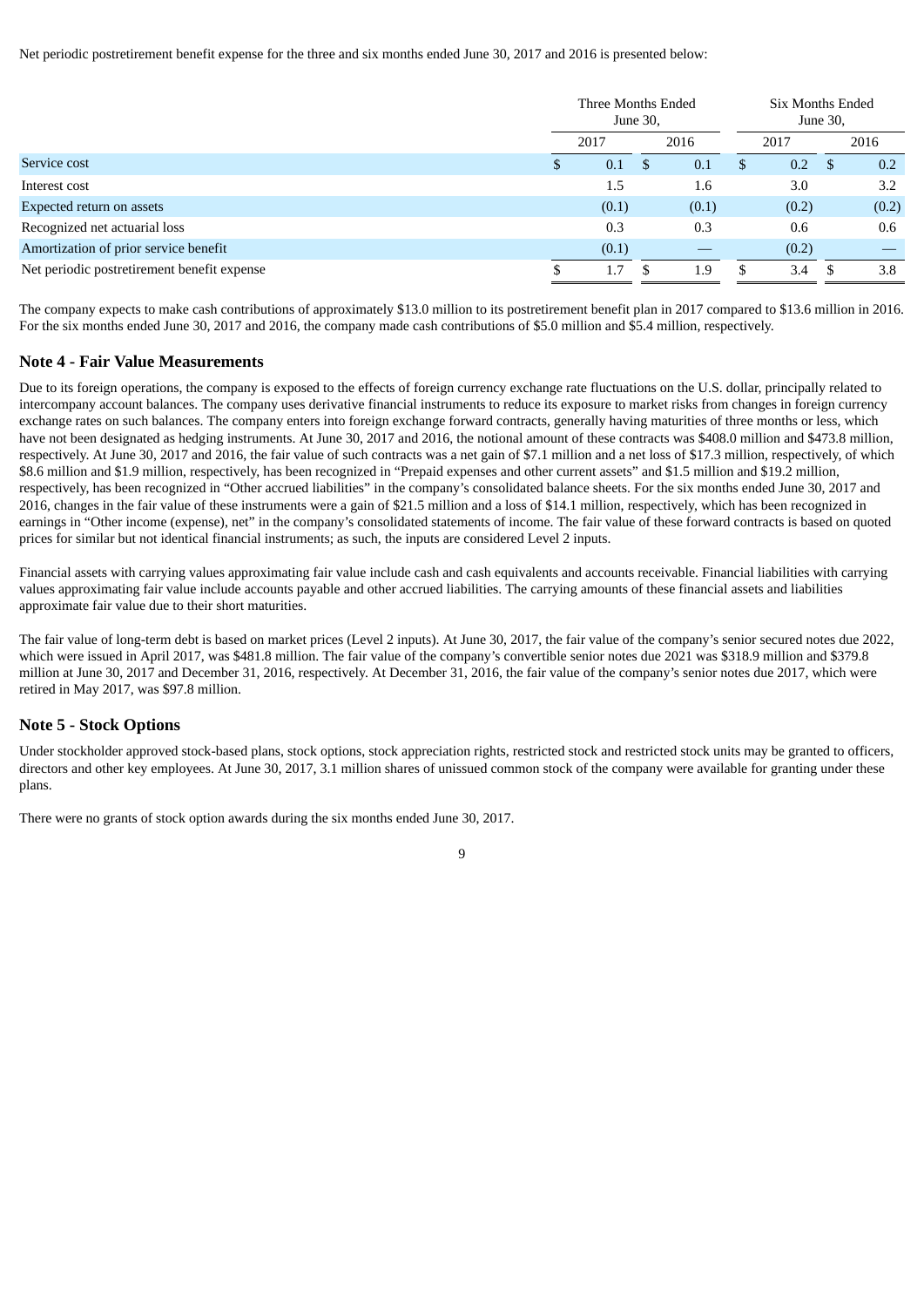Net periodic postretirement benefit expense for the three and six months ended June 30, 2017 and 2016 is presented below:

| | Three Months Ended June 30, | | Six Months Ended June 30, | |
|---|---|---|---|---|
| | 2017 | 2016 | 2017 | 2016 |
| Service cost | $ 0.1 | $ 0.1 | $ 0.2 | $ 0.2 |
| Interest cost | 1.5 | 1.6 | 3.0 | 3.2 |
| Expected return on assets | (0.1) | (0.1) | (0.2) | (0.2) |
| Recognized net actuarial loss | 0.3 | 0.3 | 0.6 | 0.6 |
| Amortization of prior service benefit | (0.1) | — | (0.2) | — |
| Net periodic postretirement benefit expense | $ 1.7 | $ 1.9 | $ 3.4 | $ 3.8 |

The company expects to make cash contributions of approximately $13.0 million to its postretirement benefit plan in 2017 compared to $13.6 million in 2016. For the six months ended June 30, 2017 and 2016, the company made cash contributions of $5.0 million and $5.4 million, respectively.

## Note 4 - Fair Value Measurements

Due to its foreign operations, the company is exposed to the effects of foreign currency exchange rate fluctuations on the U.S. dollar, principally related to intercompany account balances. The company uses derivative financial instruments to reduce its exposure to market risks from changes in foreign currency exchange rates on such balances. The company enters into foreign exchange forward contracts, generally having maturities of three months or less, which have not been designated as hedging instruments. At June 30, 2017 and 2016, the notional amount of these contracts was $408.0 million and $473.8 million, respectively. At June 30, 2017 and 2016, the fair value of such contracts was a net gain of $7.1 million and a net loss of $17.3 million, respectively, of which $8.6 million and $1.9 million, respectively, has been recognized in "Prepaid expenses and other current assets" and $1.5 million and $19.2 million, respectively, has been recognized in "Other accrued liabilities" in the company's consolidated balance sheets. For the six months ended June 30, 2017 and 2016, changes in the fair value of these instruments were a gain of $21.5 million and a loss of $14.1 million, respectively, which has been recognized in earnings in "Other income (expense), net" in the company's consolidated statements of income. The fair value of these forward contracts is based on quoted prices for similar but not identical financial instruments; as such, the inputs are considered Level 2 inputs.

Financial assets with carrying values approximating fair value include cash and cash equivalents and accounts receivable. Financial liabilities with carrying values approximating fair value include accounts payable and other accrued liabilities. The carrying amounts of these financial assets and liabilities approximate fair value due to their short maturities.

The fair value of long-term debt is based on market prices (Level 2 inputs). At June 30, 2017, the fair value of the company's senior secured notes due 2022, which were issued in April 2017, was $481.8 million. The fair value of the company's convertible senior notes due 2021 was $318.9 million and $379.8 million at June 30, 2017 and December 31, 2016, respectively. At December 31, 2016, the fair value of the company's senior notes due 2017, which were retired in May 2017, was $97.8 million.

## Note 5 - Stock Options

Under stockholder approved stock-based plans, stock options, stock appreciation rights, restricted stock and restricted stock units may be granted to officers, directors and other key employees. At June 30, 2017, 3.1 million shares of unissued common stock of the company were available for granting under these plans.

There were no grants of stock option awards during the six months ended June 30, 2017.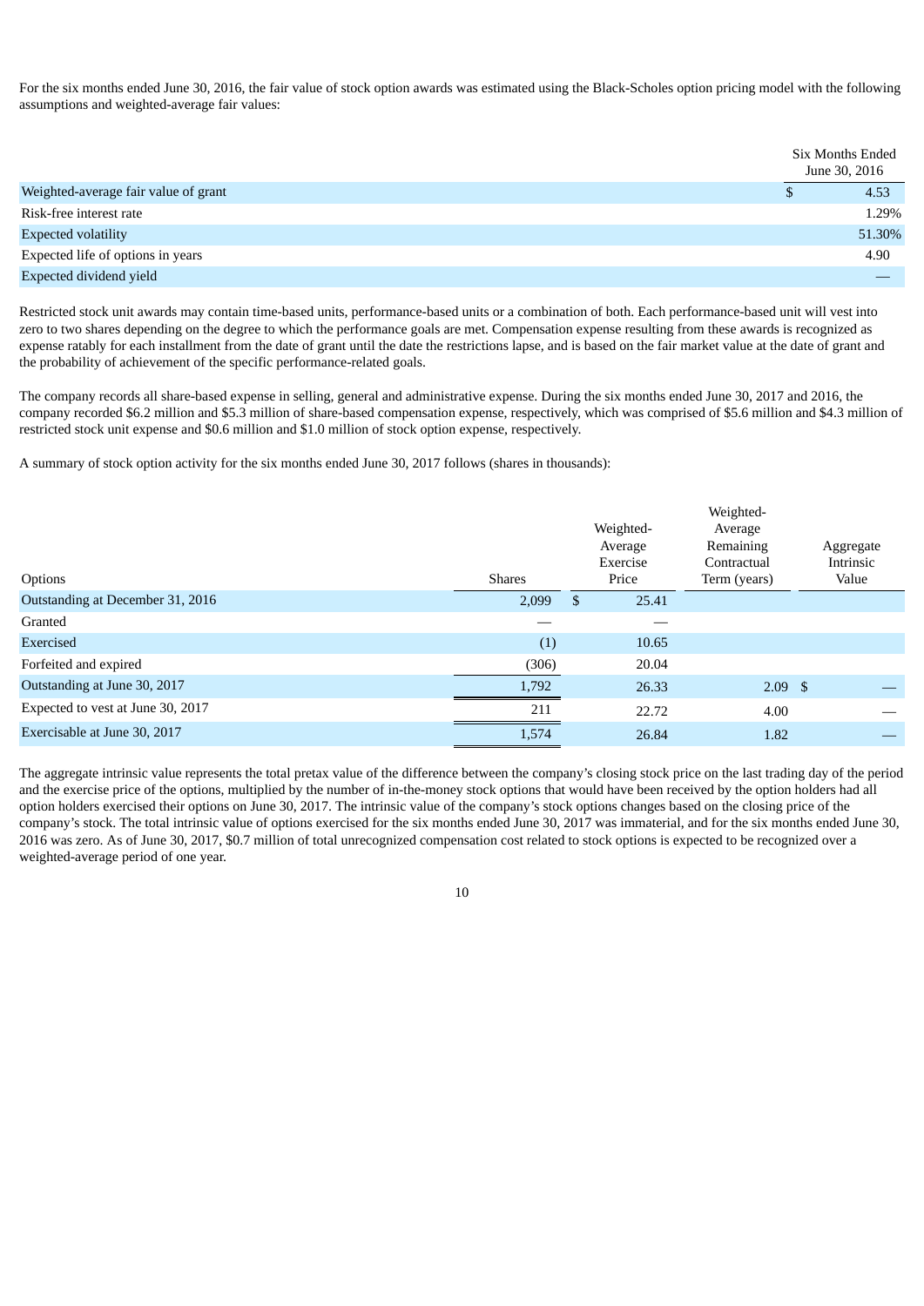For the six months ended June 30, 2016, the fair value of stock option awards was estimated using the Black-Scholes option pricing model with the following assumptions and weighted-average fair values:

| | Six Months Ended June 30, 2016 |
|---|---|
| Weighted-average fair value of grant | $ 4.53 |
| Risk-free interest rate | 1.29% |
| Expected volatility | 51.30% |
| Expected life of options in years | 4.90 |
| Expected dividend yield | — |

Restricted stock unit awards may contain time-based units, performance-based units or a combination of both. Each performance-based unit will vest into zero to two shares depending on the degree to which the performance goals are met. Compensation expense resulting from these awards is recognized as expense ratably for each installment from the date of grant until the date the restrictions lapse, and is based on the fair market value at the date of grant and the probability of achievement of the specific performance-related goals.

The company records all share-based expense in selling, general and administrative expense. During the six months ended June 30, 2017 and 2016, the company recorded $6.2 million and $5.3 million of share-based compensation expense, respectively, which was comprised of $5.6 million and $4.3 million of restricted stock unit expense and $0.6 million and $1.0 million of stock option expense, respectively.

A summary of stock option activity for the six months ended June 30, 2017 follows (shares in thousands):

| Options | Shares | Weighted-Average Exercise Price | Weighted-Average Remaining Contractual Term (years) | Aggregate Intrinsic Value |
|---|---|---|---|---|
| Outstanding at December 31, 2016 | 2,099 | $ 25.41 | | |
| Granted | — | — | | |
| Exercised | (1) | 10.65 | | |
| Forfeited and expired | (306) | 20.04 | | |
| Outstanding at June 30, 2017 | 1,792 | 26.33 | 2.09 | $ — |
| Expected to vest at June 30, 2017 | 211 | 22.72 | 4.00 | — |
| Exercisable at June 30, 2017 | 1,574 | 26.84 | 1.82 | — |

The aggregate intrinsic value represents the total pretax value of the difference between the company's closing stock price on the last trading day of the period and the exercise price of the options, multiplied by the number of in-the-money stock options that would have been received by the option holders had all option holders exercised their options on June 30, 2017. The intrinsic value of the company's stock options changes based on the closing price of the company's stock. The total intrinsic value of options exercised for the six months ended June 30, 2017 was immaterial, and for the six months ended June 30, 2016 was zero. As of June 30, 2017, $0.7 million of total unrecognized compensation cost related to stock options is expected to be recognized over a weighted-average period of one year.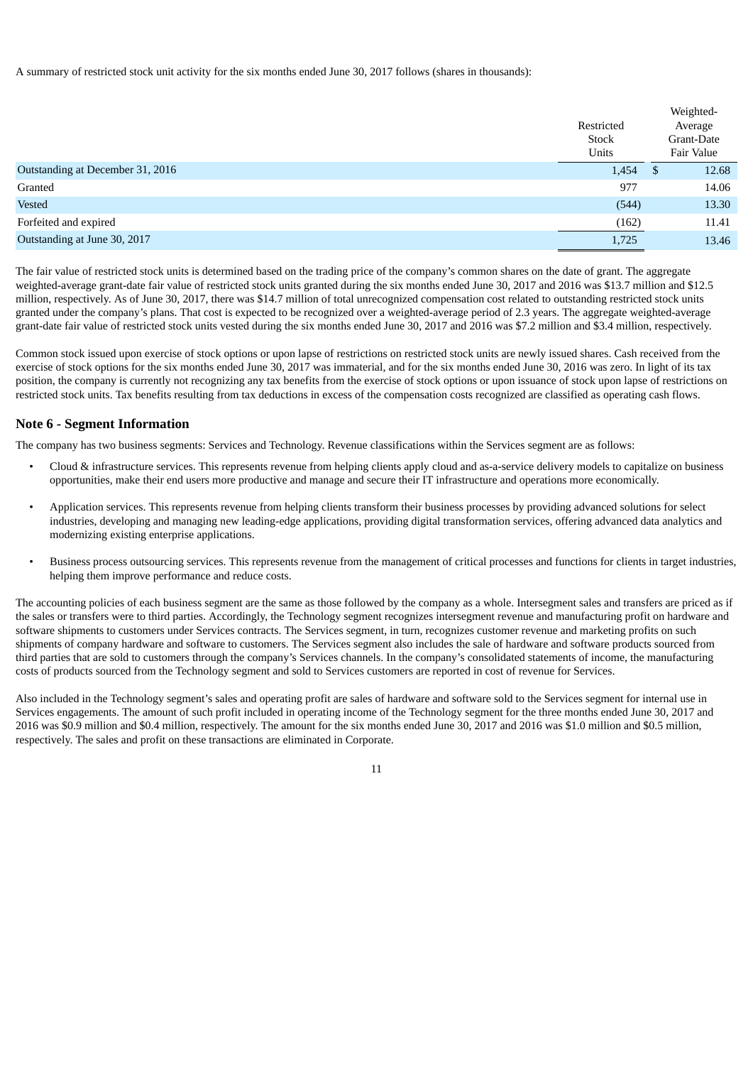A summary of restricted stock unit activity for the six months ended June 30, 2017 follows (shares in thousands):

| | Restricted Stock Units | Weighted-Average Grant-Date Fair Value |
|---|---|---|
| Outstanding at December 31, 2016 | 1,454 | $ 12.68 |
| Granted | 977 | 14.06 |
| Vested | (544) | 13.30 |
| Forfeited and expired | (162) | 11.41 |
| Outstanding at June 30, 2017 | 1,725 | 13.46 |

The fair value of restricted stock units is determined based on the trading price of the company's common shares on the date of grant. The aggregate weighted-average grant-date fair value of restricted stock units granted during the six months ended June 30, 2017 and 2016 was $13.7 million and $12.5 million, respectively. As of June 30, 2017, there was $14.7 million of total unrecognized compensation cost related to outstanding restricted stock units granted under the company's plans. That cost is expected to be recognized over a weighted-average period of 2.3 years. The aggregate weighted-average grant-date fair value of restricted stock units vested during the six months ended June 30, 2017 and 2016 was $7.2 million and $3.4 million, respectively.

Common stock issued upon exercise of stock options or upon lapse of restrictions on restricted stock units are newly issued shares. Cash received from the exercise of stock options for the six months ended June 30, 2017 was immaterial, and for the six months ended June 30, 2016 was zero. In light of its tax position, the company is currently not recognizing any tax benefits from the exercise of stock options or upon issuance of stock upon lapse of restrictions on restricted stock units. Tax benefits resulting from tax deductions in excess of the compensation costs recognized are classified as operating cash flows.

## Note 6 - Segment Information

The company has two business segments: Services and Technology. Revenue classifications within the Services segment are as follows:

- Cloud & infrastructure services. This represents revenue from helping clients apply cloud and as-a-service delivery models to capitalize on business opportunities, make their end users more productive and manage and secure their IT infrastructure and operations more economically.
- Application services. This represents revenue from helping clients transform their business processes by providing advanced solutions for select industries, developing and managing new leading-edge applications, providing digital transformation services, offering advanced data analytics and modernizing existing enterprise applications.
- Business process outsourcing services. This represents revenue from the management of critical processes and functions for clients in target industries, helping them improve performance and reduce costs.

The accounting policies of each business segment are the same as those followed by the company as a whole. Intersegment sales and transfers are priced as if the sales or transfers were to third parties. Accordingly, the Technology segment recognizes intersegment revenue and manufacturing profit on hardware and software shipments to customers under Services contracts. The Services segment, in turn, recognizes customer revenue and marketing profits on such shipments of company hardware and software to customers. The Services segment also includes the sale of hardware and software products sourced from third parties that are sold to customers through the company's Services channels. In the company's consolidated statements of income, the manufacturing costs of products sourced from the Technology segment and sold to Services customers are reported in cost of revenue for Services.

Also included in the Technology segment's sales and operating profit are sales of hardware and software sold to the Services segment for internal use in Services engagements. The amount of such profit included in operating income of the Technology segment for the three months ended June 30, 2017 and 2016 was $0.9 million and $0.4 million, respectively. The amount for the six months ended June 30, 2017 and 2016 was $1.0 million and $0.5 million, respectively. The sales and profit on these transactions are eliminated in Corporate.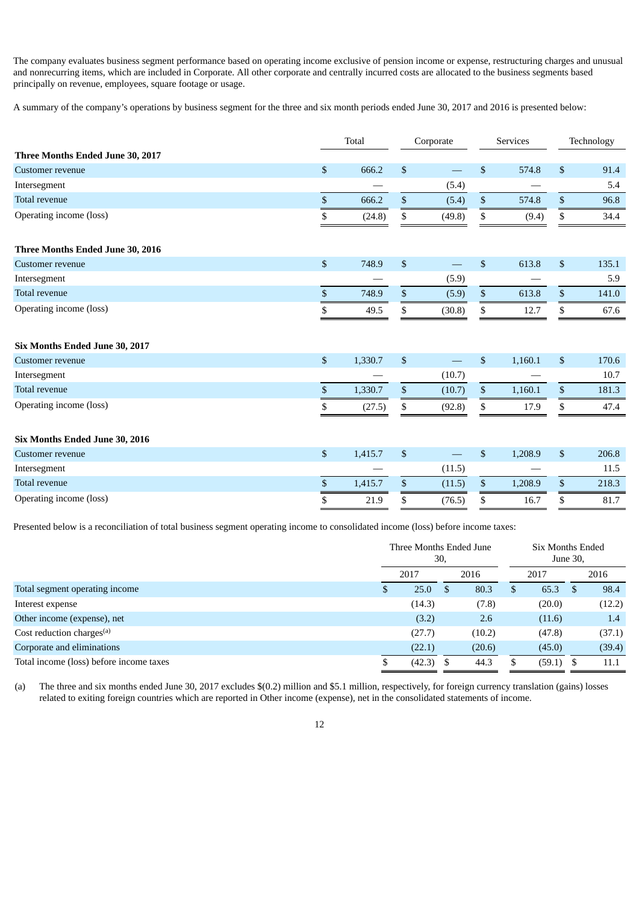The company evaluates business segment performance based on operating income exclusive of pension income or expense, restructuring charges and unusual and nonrecurring items, which are included in Corporate. All other corporate and centrally incurred costs are allocated to the business segments based principally on revenue, employees, square footage or usage.

A summary of the company's operations by business segment for the three and six month periods ended June 30, 2017 and 2016 is presented below:

| | Total | Corporate | Services | Technology |
|---|---|---|---|---|
| **Three Months Ended June 30, 2017** | | | | |
| Customer revenue | $ 666.2 | $ — | $ 574.8 | $ 91.4 |
| Intersegment | — | (5.4) | — | 5.4 |
| Total revenue | $ 666.2 | $ (5.4) | $ 574.8 | $ 96.8 |
| Operating income (loss) | $ (24.8) | $ (49.8) | $ (9.4) | $ 34.4 |
| **Three Months Ended June 30, 2016** | | | | |
| Customer revenue | $ 748.9 | $ — | $ 613.8 | $ 135.1 |
| Intersegment | — | (5.9) | — | 5.9 |
| Total revenue | $ 748.9 | $ (5.9) | $ 613.8 | $ 141.0 |
| Operating income (loss) | $ 49.5 | $ (30.8) | $ 12.7 | $ 67.6 |
| **Six Months Ended June 30, 2017** | | | | |
| Customer revenue | $ 1,330.7 | $ — | $ 1,160.1 | $ 170.6 |
| Intersegment | — | (10.7) | — | 10.7 |
| Total revenue | $ 1,330.7 | $ (10.7) | $ 1,160.1 | $ 181.3 |
| Operating income (loss) | $ (27.5) | $ (92.8) | $ 17.9 | $ 47.4 |
| **Six Months Ended June 30, 2016** | | | | |
| Customer revenue | $ 1,415.7 | $ — | $ 1,208.9 | $ 206.8 |
| Intersegment | — | (11.5) | — | 11.5 |
| Total revenue | $ 1,415.7 | $ (11.5) | $ 1,208.9 | $ 218.3 |
| Operating income (loss) | $ 21.9 | $ (76.5) | $ 16.7 | $ 81.7 |

Presented below is a reconciliation of total business segment operating income to consolidated income (loss) before income taxes:

| | Three Months Ended June 30, | | Six Months Ended June 30, | |
|---|---|---|---|---|
| | 2017 | 2016 | 2017 | 2016 |
| Total segment operating income | $ 25.0 | $ 80.3 | $ 65.3 | $ 98.4 |
| Interest expense | (14.3) | (7.8) | (20.0) | (12.2) |
| Other income (expense), net | (3.2) | 2.6 | (11.6) | 1.4 |
| Cost reduction charges[(a)] | (27.7) | (10.2) | (47.8) | (37.1) |
| Corporate and eliminations | (22.1) | (20.6) | (45.0) | (39.4) |
| Total income (loss) before income taxes | $ (42.3) | $ 44.3 | $ (59.1) | $ 11.1 |

(a) The three and six months ended June 30, 2017 excludes $(0.2) million and $5.1 million, respectively, for foreign currency translation (gains) losses related to exiting foreign countries which are reported in Other income (expense), net in the consolidated statements of income.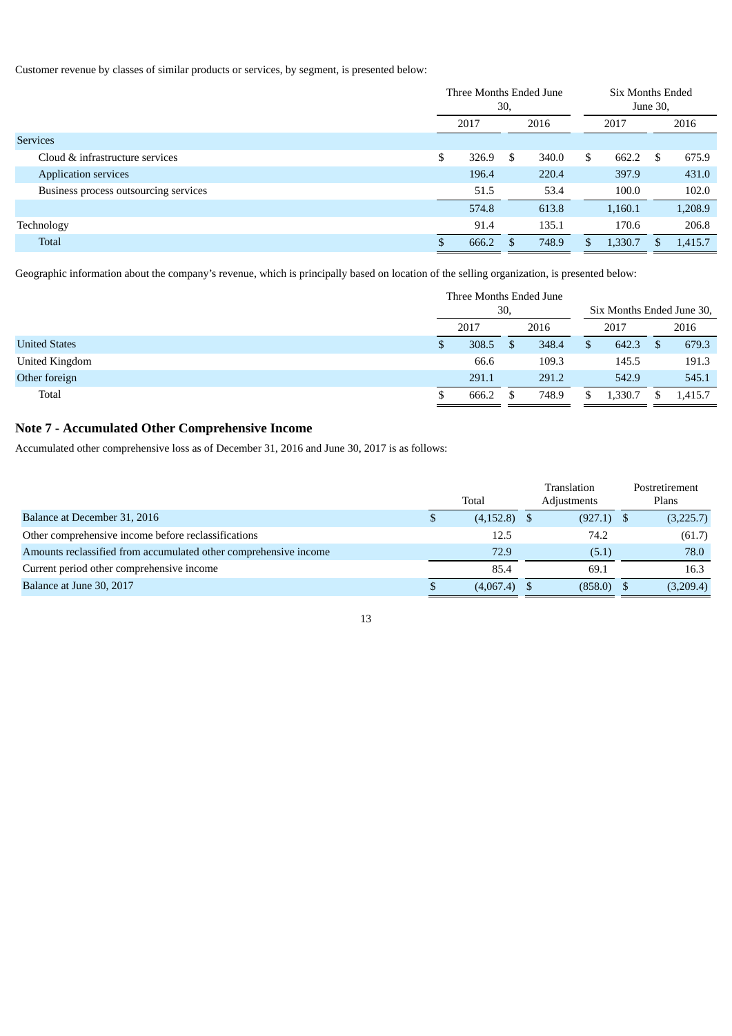Customer revenue by classes of similar products or services, by segment, is presented below:

| | Three Months Ended June 30, | | Six Months Ended June 30, | |
|---|---|---|---|---|
| | 2017 | 2016 | 2017 | 2016 |
| Services | | | | |
| Cloud & infrastructure services | $ 326.9 | $ 340.0 | $ 662.2 | $ 675.9 |
| Application services | 196.4 | 220.4 | 397.9 | 431.0 |
| Business process outsourcing services | 51.5 | 53.4 | 100.0 | 102.0 |
| | 574.8 | 613.8 | 1,160.1 | 1,208.9 |
| Technology | 91.4 | 135.1 | 170.6 | 206.8 |
| Total | $ 666.2 | $ 748.9 | $ 1,330.7 | $ 1,415.7 |

Geographic information about the company's revenue, which is principally based on location of the selling organization, is presented below:

| | Three Months Ended June 30, | | Six Months Ended June 30, | |
|---|---|---|---|---|
| | 2017 | 2016 | 2017 | 2016 |
| United States | $ 308.5 | $ 348.4 | $ 642.3 | $ 679.3 |
| United Kingdom | 66.6 | 109.3 | 145.5 | 191.3 |
| Other foreign | 291.1 | 291.2 | 542.9 | 545.1 |
| Total | $ 666.2 | $ 748.9 | $ 1,330.7 | $ 1,415.7 |

## Note 7 - Accumulated Other Comprehensive Income

Accumulated other comprehensive loss as of December 31, 2016 and June 30, 2017 is as follows:

| | Total | Translation Adjustments | Postretirement Plans |
|---|---|---|---|
| Balance at December 31, 2016 | $ (4,152.8) | $ (927.1) | $ (3,225.7) |
| Other comprehensive income before reclassifications | 12.5 | 74.2 | (61.7) |
| Amounts reclassified from accumulated other comprehensive income | 72.9 | (5.1) | 78.0 |
| Current period other comprehensive income | 85.4 | 69.1 | 16.3 |
| Balance at June 30, 2017 | $ (4,067.4) | $ (858.0) | $ (3,209.4) |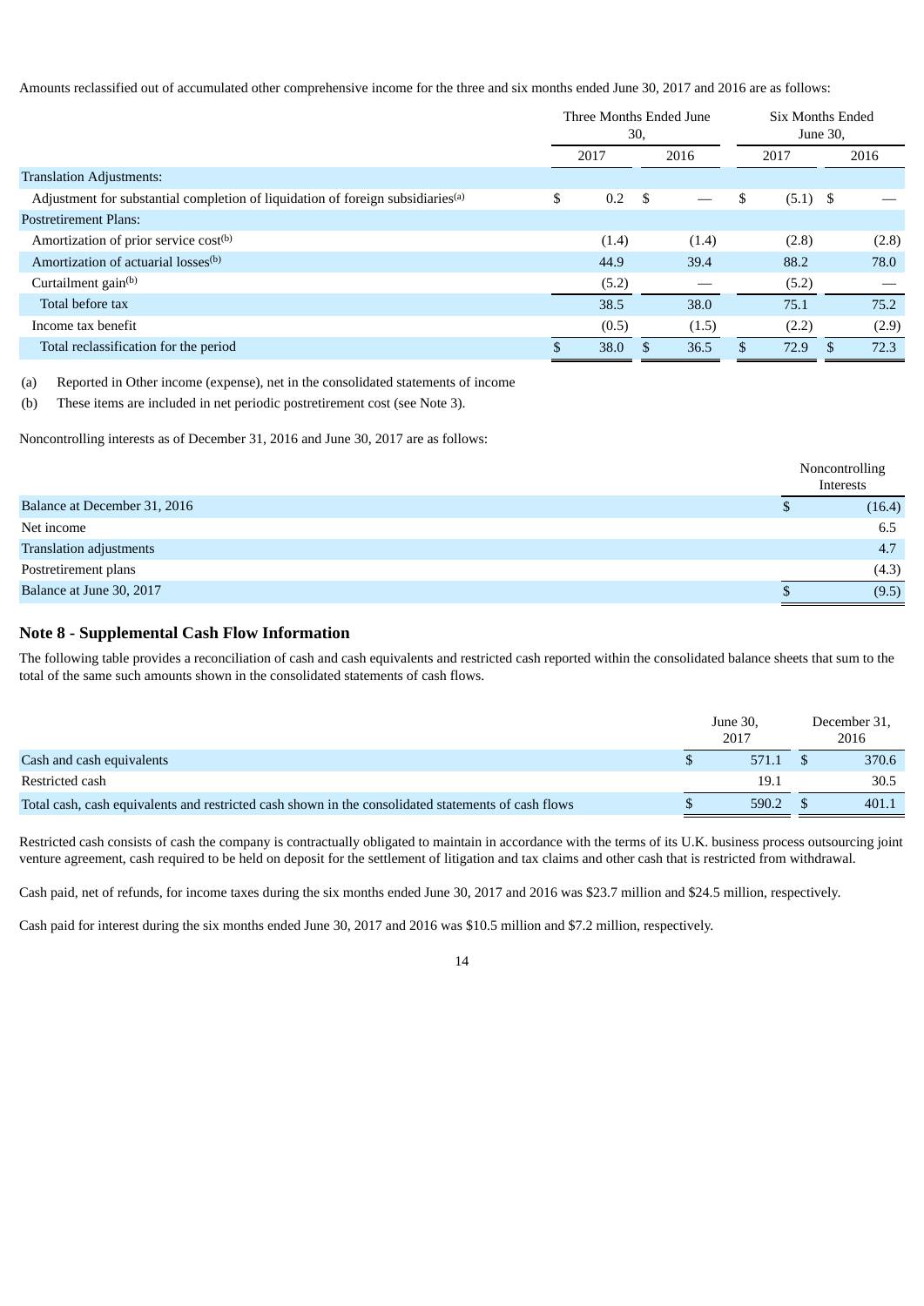Amounts reclassified out of accumulated other comprehensive income for the three and six months ended June 30, 2017 and 2016 are as follows:

| | Three Months Ended June 30, | | Six Months Ended June 30, | |
|---|---|---|---|---|
| | 2017 | 2016 | 2017 | 2016 |
| Translation Adjustments: | | | | |
| Adjustment for substantial completion of liquidation of foreign subsidiaries[(a)] | $ 0.2 | $ — | $ (5.1) | $ — |
| Postretirement Plans: | | | | |
| Amortization of prior service cost[(b)] | (1.4) | (1.4) | (2.8) | (2.8) |
| Amortization of actuarial losses[(b)] | 44.9 | 39.4 | 88.2 | 78.0 |
| Curtailment gain[(b)] | (5.2) | — | (5.2) | — |
| Total before tax | 38.5 | 38.0 | 75.1 | 75.2 |
| Income tax benefit | (0.5) | (1.5) | (2.2) | (2.9) |
| Total reclassification for the period | $ 38.0 | $ 36.5 | $ 72.9 | $ 72.3 |

(a) Reported in Other income (expense), net in the consolidated statements of income

(b) These items are included in net periodic postretirement cost (see Note 3).

Noncontrolling interests as of December 31, 2016 and June 30, 2017 are as follows:

| | Noncontrolling Interests |
|---|---|
| Balance at December 31, 2016 | $ (16.4) |
| Net income | 6.5 |
| Translation adjustments | 4.7 |
| Postretirement plans | (4.3) |
| Balance at June 30, 2017 | $ (9.5) |

## Note 8 - Supplemental Cash Flow Information

The following table provides a reconciliation of cash and cash equivalents and restricted cash reported within the consolidated balance sheets that sum to the total of the same such amounts shown in the consolidated statements of cash flows.

| | June 30, 2017 | December 31, 2016 |
|---|---|---|
| Cash and cash equivalents | $ 571.1 | $ 370.6 |
| Restricted cash | 19.1 | 30.5 |
| Total cash, cash equivalents and restricted cash shown in the consolidated statements of cash flows | $ 590.2 | $ 401.1 |

Restricted cash consists of cash the company is contractually obligated to maintain in accordance with the terms of its U.K. business process outsourcing joint venture agreement, cash required to be held on deposit for the settlement of litigation and tax claims and other cash that is restricted from withdrawal.

Cash paid, net of refunds, for income taxes during the six months ended June 30, 2017 and 2016 was $23.7 million and $24.5 million, respectively.

Cash paid for interest during the six months ended June 30, 2017 and 2016 was $10.5 million and $7.2 million, respectively.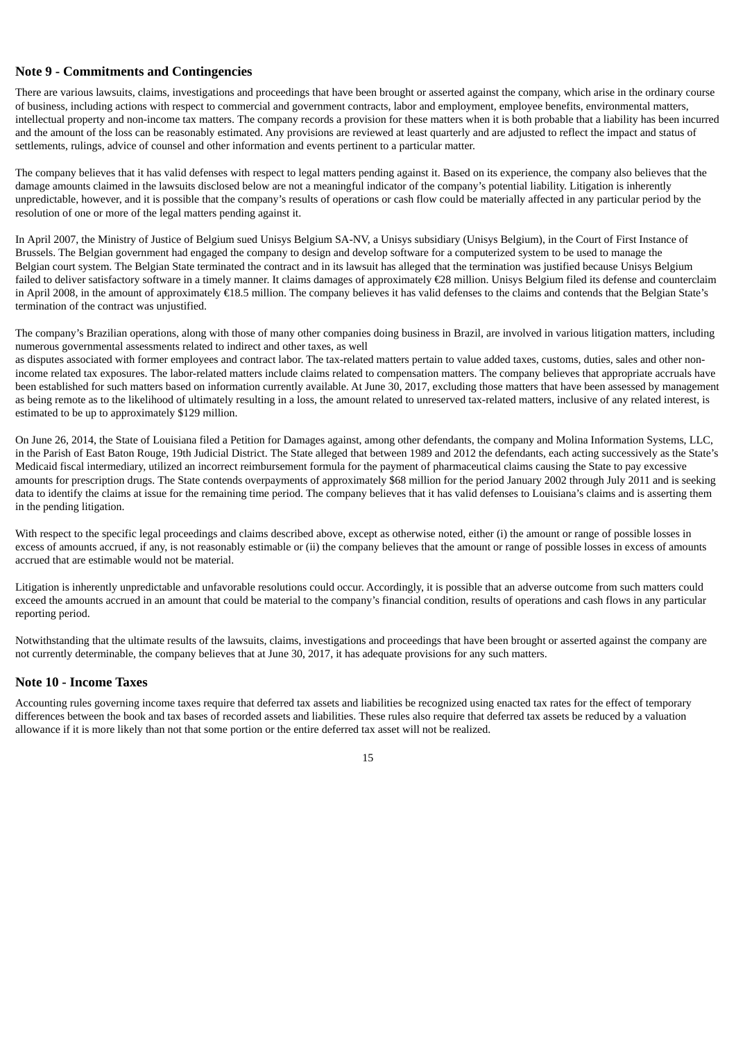## Note 9 - Commitments and Contingencies

There are various lawsuits, claims, investigations and proceedings that have been brought or asserted against the company, which arise in the ordinary course of business, including actions with respect to commercial and government contracts, labor and employment, employee benefits, environmental matters, intellectual property and non-income tax matters. The company records a provision for these matters when it is both probable that a liability has been incurred and the amount of the loss can be reasonably estimated. Any provisions are reviewed at least quarterly and are adjusted to reflect the impact and status of settlements, rulings, advice of counsel and other information and events pertinent to a particular matter.

The company believes that it has valid defenses with respect to legal matters pending against it. Based on its experience, the company also believes that the damage amounts claimed in the lawsuits disclosed below are not a meaningful indicator of the company's potential liability. Litigation is inherently unpredictable, however, and it is possible that the company's results of operations or cash flow could be materially affected in any particular period by the resolution of one or more of the legal matters pending against it.

In April 2007, the Ministry of Justice of Belgium sued Unisys Belgium SA-NV, a Unisys subsidiary (Unisys Belgium), in the Court of First Instance of Brussels. The Belgian government had engaged the company to design and develop software for a computerized system to be used to manage the Belgian court system. The Belgian State terminated the contract and in its lawsuit has alleged that the termination was justified because Unisys Belgium failed to deliver satisfactory software in a timely manner. It claims damages of approximately €28 million. Unisys Belgium filed its defense and counterclaim in April 2008, in the amount of approximately €18.5 million. The company believes it has valid defenses to the claims and contends that the Belgian State's termination of the contract was unjustified.

The company's Brazilian operations, along with those of many other companies doing business in Brazil, are involved in various litigation matters, including numerous governmental assessments related to indirect and other taxes, as well as disputes associated with former employees and contract labor. The tax-related matters pertain to value added taxes, customs, duties, sales and other non-income related tax exposures. The labor-related matters include claims related to compensation matters. The company believes that appropriate accruals have been established for such matters based on information currently available. At June 30, 2017, excluding those matters that have been assessed by management as being remote as to the likelihood of ultimately resulting in a loss, the amount related to unreserved tax-related matters, inclusive of any related interest, is estimated to be up to approximately $129 million.

On June 26, 2014, the State of Louisiana filed a Petition for Damages against, among other defendants, the company and Molina Information Systems, LLC, in the Parish of East Baton Rouge, 19th Judicial District. The State alleged that between 1989 and 2012 the defendants, each acting successively as the State's Medicaid fiscal intermediary, utilized an incorrect reimbursement formula for the payment of pharmaceutical claims causing the State to pay excessive amounts for prescription drugs. The State contends overpayments of approximately $68 million for the period January 2002 through July 2011 and is seeking data to identify the claims at issue for the remaining time period. The company believes that it has valid defenses to Louisiana's claims and is asserting them in the pending litigation.

With respect to the specific legal proceedings and claims described above, except as otherwise noted, either (i) the amount or range of possible losses in excess of amounts accrued, if any, is not reasonably estimable or (ii) the company believes that the amount or range of possible losses in excess of amounts accrued that are estimable would not be material.

Litigation is inherently unpredictable and unfavorable resolutions could occur. Accordingly, it is possible that an adverse outcome from such matters could exceed the amounts accrued in an amount that could be material to the company's financial condition, results of operations and cash flows in any particular reporting period.

Notwithstanding that the ultimate results of the lawsuits, claims, investigations and proceedings that have been brought or asserted against the company are not currently determinable, the company believes that at June 30, 2017, it has adequate provisions for any such matters.

## Note 10 - Income Taxes

Accounting rules governing income taxes require that deferred tax assets and liabilities be recognized using enacted tax rates for the effect of temporary differences between the book and tax bases of recorded assets and liabilities. These rules also require that deferred tax assets be reduced by a valuation allowance if it is more likely than not that some portion or the entire deferred tax asset will not be realized.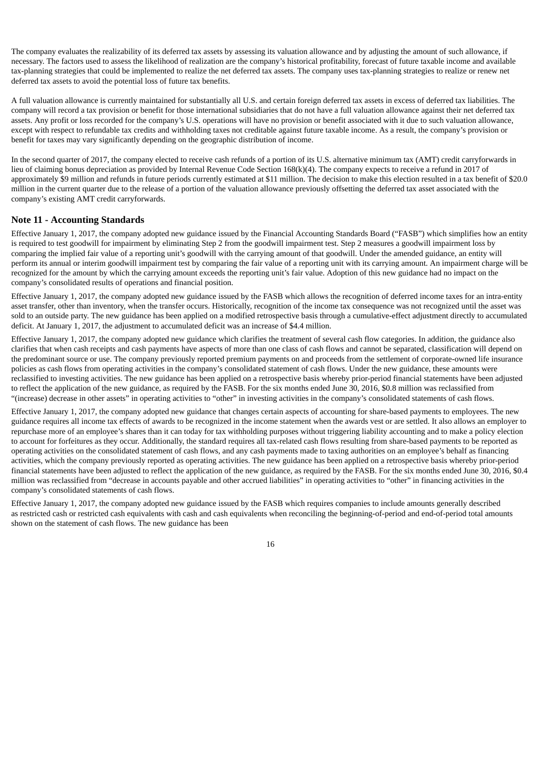The company evaluates the realizability of its deferred tax assets by assessing its valuation allowance and by adjusting the amount of such allowance, if necessary. The factors used to assess the likelihood of realization are the company's historical profitability, forecast of future taxable income and available tax-planning strategies that could be implemented to realize the net deferred tax assets. The company uses tax-planning strategies to realize or renew net deferred tax assets to avoid the potential loss of future tax benefits.

A full valuation allowance is currently maintained for substantially all U.S. and certain foreign deferred tax assets in excess of deferred tax liabilities. The company will record a tax provision or benefit for those international subsidiaries that do not have a full valuation allowance against their net deferred tax assets. Any profit or loss recorded for the company's U.S. operations will have no provision or benefit associated with it due to such valuation allowance, except with respect to refundable tax credits and withholding taxes not creditable against future taxable income. As a result, the company's provision or benefit for taxes may vary significantly depending on the geographic distribution of income.

In the second quarter of 2017, the company elected to receive cash refunds of a portion of its U.S. alternative minimum tax (AMT) credit carryforwards in lieu of claiming bonus depreciation as provided by Internal Revenue Code Section 168(k)(4). The company expects to receive a refund in 2017 of approximately $9 million and refunds in future periods currently estimated at $11 million. The decision to make this election resulted in a tax benefit of $20.0 million in the current quarter due to the release of a portion of the valuation allowance previously offsetting the deferred tax asset associated with the company's existing AMT credit carryforwards.

## Note 11 - Accounting Standards

Effective January 1, 2017, the company adopted new guidance issued by the Financial Accounting Standards Board ("FASB") which simplifies how an entity is required to test goodwill for impairment by eliminating Step 2 from the goodwill impairment test. Step 2 measures a goodwill impairment loss by comparing the implied fair value of a reporting unit's goodwill with the carrying amount of that goodwill. Under the amended guidance, an entity will perform its annual or interim goodwill impairment test by comparing the fair value of a reporting unit with its carrying amount. An impairment charge will be recognized for the amount by which the carrying amount exceeds the reporting unit's fair value. Adoption of this new guidance had no impact on the company's consolidated results of operations and financial position.

Effective January 1, 2017, the company adopted new guidance issued by the FASB which allows the recognition of deferred income taxes for an intra-entity asset transfer, other than inventory, when the transfer occurs. Historically, recognition of the income tax consequence was not recognized until the asset was sold to an outside party. The new guidance has been applied on a modified retrospective basis through a cumulative-effect adjustment directly to accumulated deficit. At January 1, 2017, the adjustment to accumulated deficit was an increase of $4.4 million.

Effective January 1, 2017, the company adopted new guidance which clarifies the treatment of several cash flow categories. In addition, the guidance also clarifies that when cash receipts and cash payments have aspects of more than one class of cash flows and cannot be separated, classification will depend on the predominant source or use. The company previously reported premium payments on and proceeds from the settlement of corporate-owned life insurance policies as cash flows from operating activities in the company's consolidated statement of cash flows. Under the new guidance, these amounts were reclassified to investing activities. The new guidance has been applied on a retrospective basis whereby prior-period financial statements have been adjusted to reflect the application of the new guidance, as required by the FASB. For the six months ended June 30, 2016, $0.8 million was reclassified from "(increase) decrease in other assets" in operating activities to "other" in investing activities in the company's consolidated statements of cash flows.

Effective January 1, 2017, the company adopted new guidance that changes certain aspects of accounting for share-based payments to employees. The new guidance requires all income tax effects of awards to be recognized in the income statement when the awards vest or are settled. It also allows an employer to repurchase more of an employee's shares than it can today for tax withholding purposes without triggering liability accounting and to make a policy election to account for forfeitures as they occur. Additionally, the standard requires all tax-related cash flows resulting from share-based payments to be reported as operating activities on the consolidated statement of cash flows, and any cash payments made to taxing authorities on an employee's behalf as financing activities, which the company previously reported as operating activities. The new guidance has been applied on a retrospective basis whereby prior-period financial statements have been adjusted to reflect the application of the new guidance, as required by the FASB. For the six months ended June 30, 2016, $0.4 million was reclassified from "decrease in accounts payable and other accrued liabilities" in operating activities to "other" in financing activities in the company's consolidated statements of cash flows.

Effective January 1, 2017, the company adopted new guidance issued by the FASB which requires companies to include amounts generally described as restricted cash or restricted cash equivalents with cash and cash equivalents when reconciling the beginning-of-period and end-of-period total amounts shown on the statement of cash flows. The new guidance has been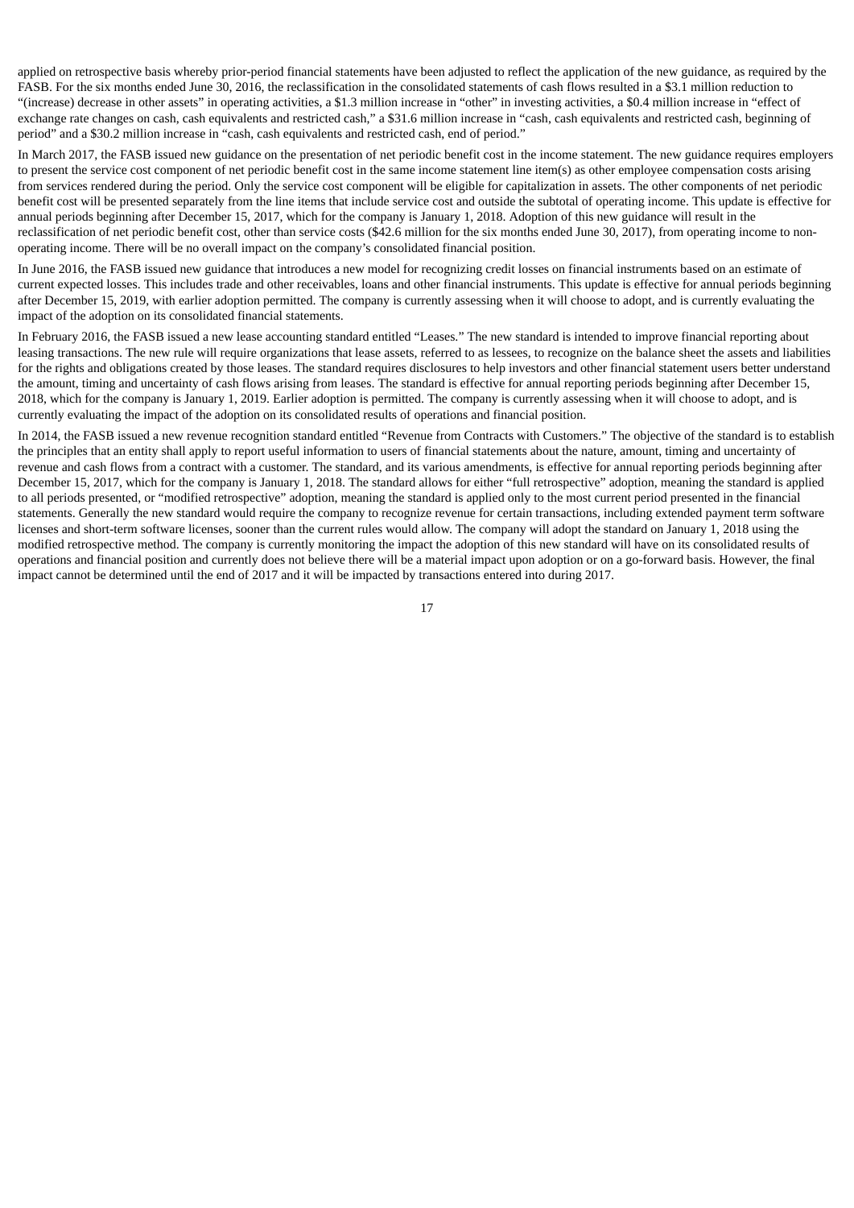applied on retrospective basis whereby prior-period financial statements have been adjusted to reflect the application of the new guidance, as required by the FASB. For the six months ended June 30, 2016, the reclassification in the consolidated statements of cash flows resulted in a $3.1 million reduction to "(increase) decrease in other assets" in operating activities, a $1.3 million increase in "other" in investing activities, a $0.4 million increase in "effect of exchange rate changes on cash, cash equivalents and restricted cash," a $31.6 million increase in "cash, cash equivalents and restricted cash, beginning of period" and a $30.2 million increase in "cash, cash equivalents and restricted cash, end of period."

In March 2017, the FASB issued new guidance on the presentation of net periodic benefit cost in the income statement. The new guidance requires employers to present the service cost component of net periodic benefit cost in the same income statement line item(s) as other employee compensation costs arising from services rendered during the period. Only the service cost component will be eligible for capitalization in assets. The other components of net periodic benefit cost will be presented separately from the line items that include service cost and outside the subtotal of operating income. This update is effective for annual periods beginning after December 15, 2017, which for the company is January 1, 2018. Adoption of this new guidance will result in the reclassification of net periodic benefit cost, other than service costs ($42.6 million for the six months ended June 30, 2017), from operating income to non-operating income. There will be no overall impact on the company's consolidated financial position.

In June 2016, the FASB issued new guidance that introduces a new model for recognizing credit losses on financial instruments based on an estimate of current expected losses. This includes trade and other receivables, loans and other financial instruments. This update is effective for annual periods beginning after December 15, 2019, with earlier adoption permitted. The company is currently assessing when it will choose to adopt, and is currently evaluating the impact of the adoption on its consolidated financial statements.

In February 2016, the FASB issued a new lease accounting standard entitled "Leases." The new standard is intended to improve financial reporting about leasing transactions. The new rule will require organizations that lease assets, referred to as lessees, to recognize on the balance sheet the assets and liabilities for the rights and obligations created by those leases. The standard requires disclosures to help investors and other financial statement users better understand the amount, timing and uncertainty of cash flows arising from leases. The standard is effective for annual reporting periods beginning after December 15, 2018, which for the company is January 1, 2019. Earlier adoption is permitted. The company is currently assessing when it will choose to adopt, and is currently evaluating the impact of the adoption on its consolidated results of operations and financial position.

In 2014, the FASB issued a new revenue recognition standard entitled "Revenue from Contracts with Customers." The objective of the standard is to establish the principles that an entity shall apply to report useful information to users of financial statements about the nature, amount, timing and uncertainty of revenue and cash flows from a contract with a customer. The standard, and its various amendments, is effective for annual reporting periods beginning after December 15, 2017, which for the company is January 1, 2018. The standard allows for either "full retrospective" adoption, meaning the standard is applied to all periods presented, or "modified retrospective" adoption, meaning the standard is applied only to the most current period presented in the financial statements. Generally the new standard would require the company to recognize revenue for certain transactions, including extended payment term software licenses and short-term software licenses, sooner than the current rules would allow. The company will adopt the standard on January 1, 2018 using the modified retrospective method. The company is currently monitoring the impact the adoption of this new standard will have on its consolidated results of operations and financial position and currently does not believe there will be a material impact upon adoption or on a go-forward basis. However, the final impact cannot be determined until the end of 2017 and it will be impacted by transactions entered into during 2017.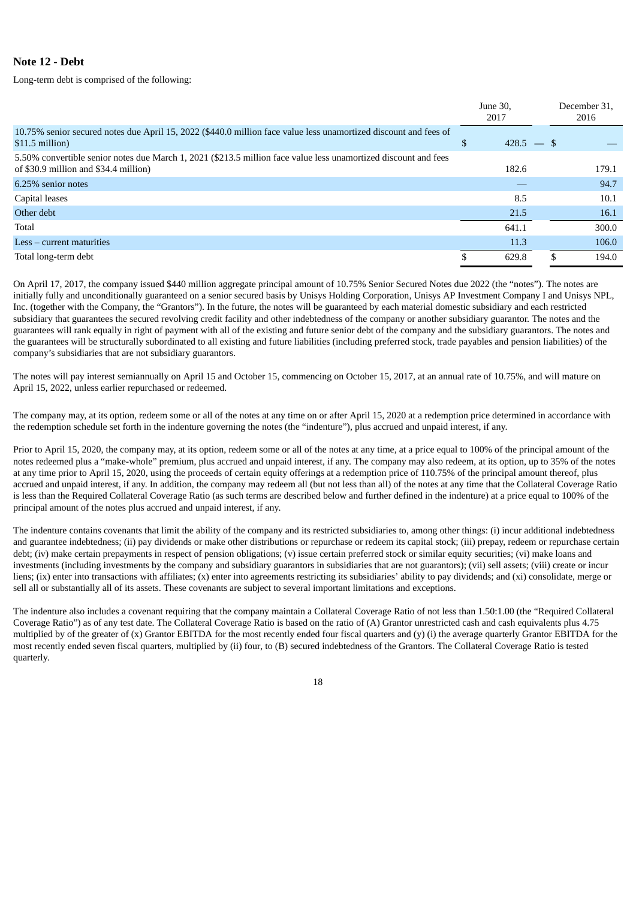## Note 12 - Debt

Long-term debt is comprised of the following:

| | June 30, 2017 | December 31, 2016 |
|---|---|---|
| 10.75% senior secured notes due April 15, 2022 ($440.0 million face value less unamortized discount and fees of $11.5 million) | $ 428.5 | $ — |
| 5.50% convertible senior notes due March 1, 2021 ($213.5 million face value less unamortized discount and fees of $30.9 million and $34.4 million) | 182.6 | 179.1 |
| 6.25% senior notes | — | 94.7 |
| Capital leases | 8.5 | 10.1 |
| Other debt | 21.5 | 16.1 |
| Total | 641.1 | 300.0 |
| Less – current maturities | 11.3 | 106.0 |
| Total long-term debt | $ 629.8 | $ 194.0 |

On April 17, 2017, the company issued $440 million aggregate principal amount of 10.75% Senior Secured Notes due 2022 (the "notes"). The notes are initially fully and unconditionally guaranteed on a senior secured basis by Unisys Holding Corporation, Unisys AP Investment Company I and Unisys NPL, Inc. (together with the Company, the "Grantors"). In the future, the notes will be guaranteed by each material domestic subsidiary and each restricted subsidiary that guarantees the secured revolving credit facility and other indebtedness of the company or another subsidiary guarantor. The notes and the guarantees will rank equally in right of payment with all of the existing and future senior debt of the company and the subsidiary guarantors. The notes and the guarantees will be structurally subordinated to all existing and future liabilities (including preferred stock, trade payables and pension liabilities) of the company's subsidiaries that are not subsidiary guarantors.

The notes will pay interest semiannually on April 15 and October 15, commencing on October 15, 2017, at an annual rate of 10.75%, and will mature on April 15, 2022, unless earlier repurchased or redeemed.

The company may, at its option, redeem some or all of the notes at any time on or after April 15, 2020 at a redemption price determined in accordance with the redemption schedule set forth in the indenture governing the notes (the "indenture"), plus accrued and unpaid interest, if any.

Prior to April 15, 2020, the company may, at its option, redeem some or all of the notes at any time, at a price equal to 100% of the principal amount of the notes redeemed plus a "make-whole" premium, plus accrued and unpaid interest, if any. The company may also redeem, at its option, up to 35% of the notes at any time prior to April 15, 2020, using the proceeds of certain equity offerings at a redemption price of 110.75% of the principal amount thereof, plus accrued and unpaid interest, if any. In addition, the company may redeem all (but not less than all) of the notes at any time that the Collateral Coverage Ratio is less than the Required Collateral Coverage Ratio (as such terms are described below and further defined in the indenture) at a price equal to 100% of the principal amount of the notes plus accrued and unpaid interest, if any.

The indenture contains covenants that limit the ability of the company and its restricted subsidiaries to, among other things: (i) incur additional indebtedness and guarantee indebtedness; (ii) pay dividends or make other distributions or repurchase or redeem its capital stock; (iii) prepay, redeem or repurchase certain debt; (iv) make certain prepayments in respect of pension obligations; (v) issue certain preferred stock or similar equity securities; (vi) make loans and investments (including investments by the company and subsidiary guarantors in subsidiaries that are not guarantors); (vii) sell assets; (viii) create or incur liens; (ix) enter into transactions with affiliates; (x) enter into agreements restricting its subsidiaries' ability to pay dividends; and (xi) consolidate, merge or sell all or substantially all of its assets. These covenants are subject to several important limitations and exceptions.

The indenture also includes a covenant requiring that the company maintain a Collateral Coverage Ratio of not less than 1.50:1.00 (the "Required Collateral Coverage Ratio") as of any test date. The Collateral Coverage Ratio is based on the ratio of (A) Grantor unrestricted cash and cash equivalents plus 4.75 multiplied by of the greater of (x) Grantor EBITDA for the most recently ended four fiscal quarters and (y) (i) the average quarterly Grantor EBITDA for the most recently ended seven fiscal quarters, multiplied by (ii) four, to (B) secured indebtedness of the Grantors. The Collateral Coverage Ratio is tested quarterly.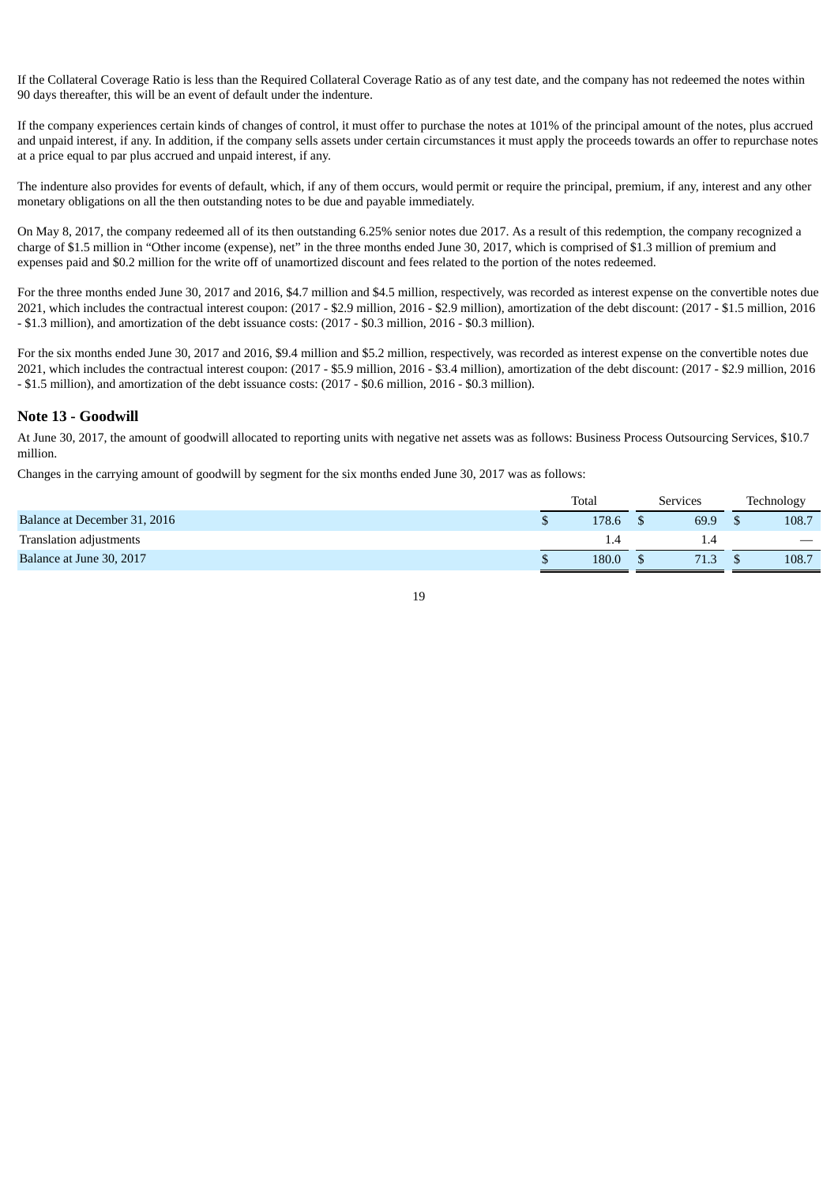If the Collateral Coverage Ratio is less than the Required Collateral Coverage Ratio as of any test date, and the company has not redeemed the notes within 90 days thereafter, this will be an event of default under the indenture.

If the company experiences certain kinds of changes of control, it must offer to purchase the notes at 101% of the principal amount of the notes, plus accrued and unpaid interest, if any. In addition, if the company sells assets under certain circumstances it must apply the proceeds towards an offer to repurchase notes at a price equal to par plus accrued and unpaid interest, if any.

The indenture also provides for events of default, which, if any of them occurs, would permit or require the principal, premium, if any, interest and any other monetary obligations on all the then outstanding notes to be due and payable immediately.

On May 8, 2017, the company redeemed all of its then outstanding 6.25% senior notes due 2017. As a result of this redemption, the company recognized a charge of $1.5 million in "Other income (expense), net" in the three months ended June 30, 2017, which is comprised of $1.3 million of premium and expenses paid and $0.2 million for the write off of unamortized discount and fees related to the portion of the notes redeemed.

For the three months ended June 30, 2017 and 2016, $4.7 million and $4.5 million, respectively, was recorded as interest expense on the convertible notes due 2021, which includes the contractual interest coupon: (2017 - $2.9 million, 2016 - $2.9 million), amortization of the debt discount: (2017 - $1.5 million, 2016 - $1.3 million), and amortization of the debt issuance costs: (2017 - $0.3 million, 2016 - $0.3 million).

For the six months ended June 30, 2017 and 2016, $9.4 million and $5.2 million, respectively, was recorded as interest expense on the convertible notes due 2021, which includes the contractual interest coupon: (2017 - $5.9 million, 2016 - $3.4 million), amortization of the debt discount: (2017 - $2.9 million, 2016 - $1.5 million), and amortization of the debt issuance costs: (2017 - $0.6 million, 2016 - $0.3 million).

## Note 13 - Goodwill

At June 30, 2017, the amount of goodwill allocated to reporting units with negative net assets was as follows: Business Process Outsourcing Services, $10.7 million.

Changes in the carrying amount of goodwill by segment for the six months ended June 30, 2017 was as follows:

| | Total | Services | Technology |
|---|---|---|---|
| Balance at December 31, 2016 | $ 178.6 | $ 69.9 | $ 108.7 |
| Translation adjustments | 1.4 | 1.4 | — |
| Balance at June 30, 2017 | $ 180.0 | $ 71.3 | $ 108.7 |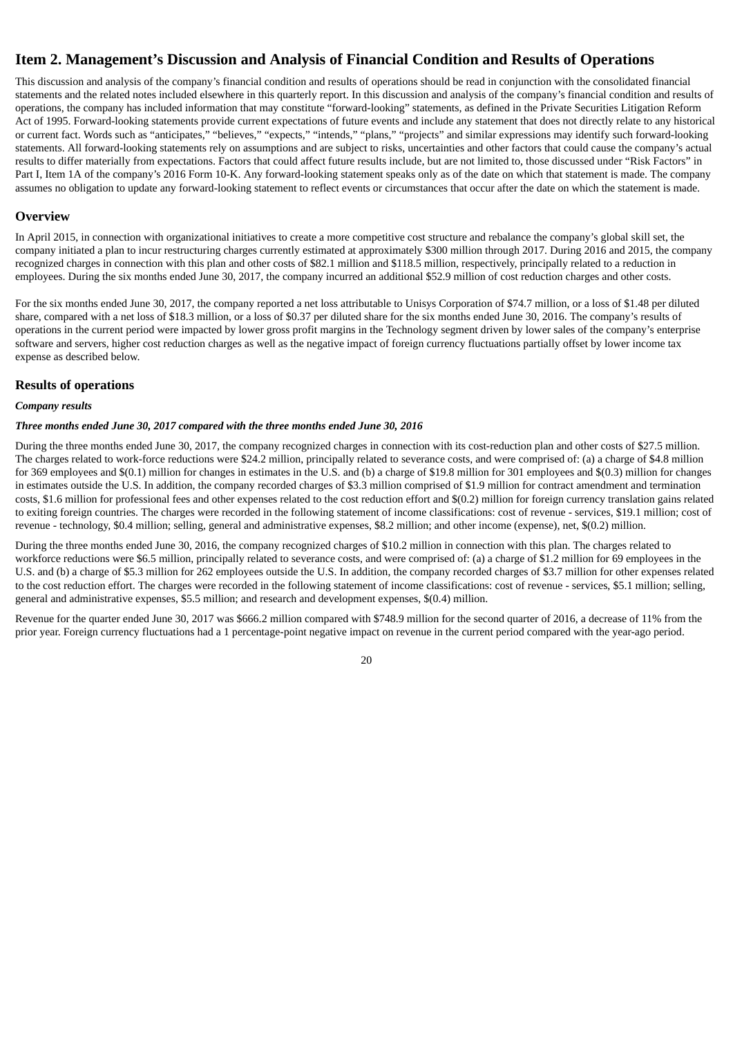# Item 2. Management's Discussion and Analysis of Financial Condition and Results of Operations

This discussion and analysis of the company's financial condition and results of operations should be read in conjunction with the consolidated financial statements and the related notes included elsewhere in this quarterly report. In this discussion and analysis of the company's financial condition and results of operations, the company has included information that may constitute "forward-looking" statements, as defined in the Private Securities Litigation Reform Act of 1995. Forward-looking statements provide current expectations of future events and include any statement that does not directly relate to any historical or current fact. Words such as "anticipates," "believes," "expects," "intends," "plans," "projects" and similar expressions may identify such forward-looking statements. All forward-looking statements rely on assumptions and are subject to risks, uncertainties and other factors that could cause the company's actual results to differ materially from expectations. Factors that could affect future results include, but are not limited to, those discussed under "Risk Factors" in Part I, Item 1A of the company's 2016 Form 10-K. Any forward-looking statement speaks only as of the date on which that statement is made. The company assumes no obligation to update any forward-looking statement to reflect events or circumstances that occur after the date on which the statement is made.

## Overview

In April 2015, in connection with organizational initiatives to create a more competitive cost structure and rebalance the company's global skill set, the company initiated a plan to incur restructuring charges currently estimated at approximately $300 million through 2017. During 2016 and 2015, the company recognized charges in connection with this plan and other costs of $82.1 million and $118.5 million, respectively, principally related to a reduction in employees. During the six months ended June 30, 2017, the company incurred an additional $52.9 million of cost reduction charges and other costs.

For the six months ended June 30, 2017, the company reported a net loss attributable to Unisys Corporation of $74.7 million, or a loss of $1.48 per diluted share, compared with a net loss of $18.3 million, or a loss of $0.37 per diluted share for the six months ended June 30, 2016. The company's results of operations in the current period were impacted by lower gross profit margins in the Technology segment driven by lower sales of the company's enterprise software and servers, higher cost reduction charges as well as the negative impact of foreign currency fluctuations partially offset by lower income tax expense as described below.

## Results of operations

***Company results***

***Three months ended June 30, 2017 compared with the three months ended June 30, 2016***

During the three months ended June 30, 2017, the company recognized charges in connection with its cost-reduction plan and other costs of $27.5 million. The charges related to work-force reductions were $24.2 million, principally related to severance costs, and were comprised of: (a) a charge of $4.8 million for 369 employees and $(0.1) million for changes in estimates in the U.S. and (b) a charge of $19.8 million for 301 employees and $(0.3) million for changes in estimates outside the U.S. In addition, the company recorded charges of $3.3 million comprised of $1.9 million for contract amendment and termination costs, $1.6 million for professional fees and other expenses related to the cost reduction effort and $(0.2) million for foreign currency translation gains related to exiting foreign countries. The charges were recorded in the following statement of income classifications: cost of revenue - services, $19.1 million; cost of revenue - technology, $0.4 million; selling, general and administrative expenses, $8.2 million; and other income (expense), net, $(0.2) million.

During the three months ended June 30, 2016, the company recognized charges of $10.2 million in connection with this plan. The charges related to workforce reductions were $6.5 million, principally related to severance costs, and were comprised of: (a) a charge of $1.2 million for 69 employees in the U.S. and (b) a charge of $5.3 million for 262 employees outside the U.S. In addition, the company recorded charges of $3.7 million for other expenses related to the cost reduction effort. The charges were recorded in the following statement of income classifications: cost of revenue - services, $5.1 million; selling, general and administrative expenses, $5.5 million; and research and development expenses, $(0.4) million.

Revenue for the quarter ended June 30, 2017 was $666.2 million compared with $748.9 million for the second quarter of 2016, a decrease of 11% from the prior year. Foreign currency fluctuations had a 1 percentage-point negative impact on revenue in the current period compared with the year-ago period.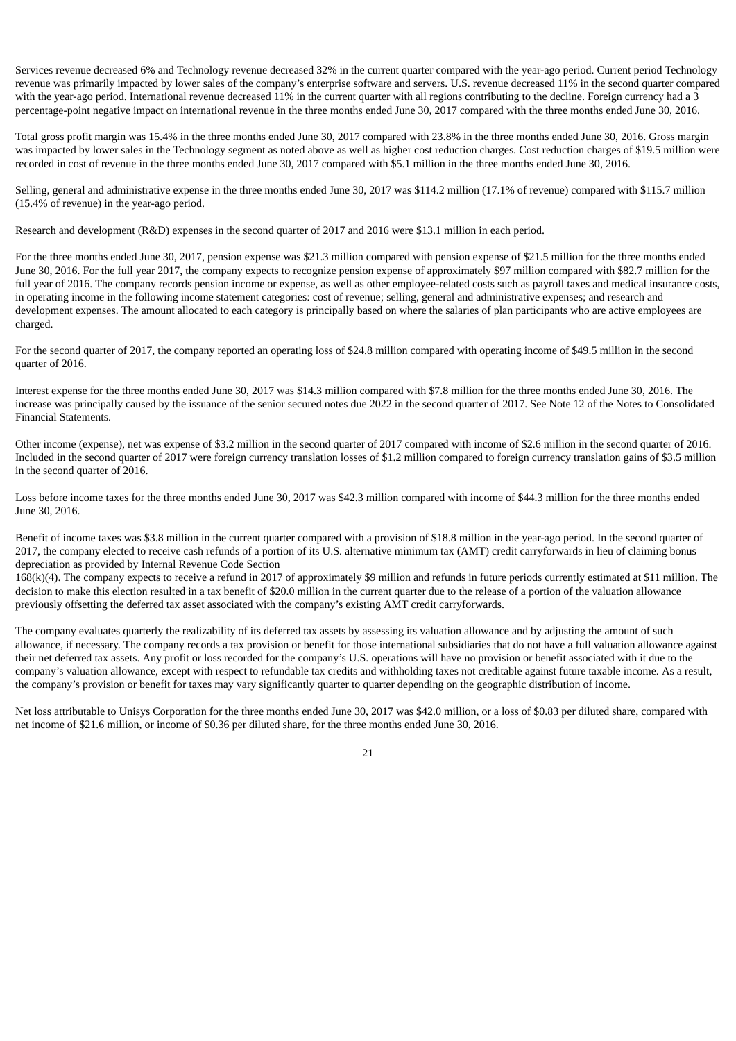Services revenue decreased 6% and Technology revenue decreased 32% in the current quarter compared with the year-ago period. Current period Technology revenue was primarily impacted by lower sales of the company's enterprise software and servers. U.S. revenue decreased 11% in the second quarter compared with the year-ago period. International revenue decreased 11% in the current quarter with all regions contributing to the decline. Foreign currency had a 3 percentage-point negative impact on international revenue in the three months ended June 30, 2017 compared with the three months ended June 30, 2016.

Total gross profit margin was 15.4% in the three months ended June 30, 2017 compared with 23.8% in the three months ended June 30, 2016. Gross margin was impacted by lower sales in the Technology segment as noted above as well as higher cost reduction charges. Cost reduction charges of $19.5 million were recorded in cost of revenue in the three months ended June 30, 2017 compared with $5.1 million in the three months ended June 30, 2016.

Selling, general and administrative expense in the three months ended June 30, 2017 was $114.2 million (17.1% of revenue) compared with $115.7 million (15.4% of revenue) in the year-ago period.

Research and development (R&D) expenses in the second quarter of 2017 and 2016 were $13.1 million in each period.

For the three months ended June 30, 2017, pension expense was $21.3 million compared with pension expense of $21.5 million for the three months ended June 30, 2016. For the full year 2017, the company expects to recognize pension expense of approximately $97 million compared with $82.7 million for the full year of 2016. The company records pension income or expense, as well as other employee-related costs such as payroll taxes and medical insurance costs, in operating income in the following income statement categories: cost of revenue; selling, general and administrative expenses; and research and development expenses. The amount allocated to each category is principally based on where the salaries of plan participants who are active employees are charged.

For the second quarter of 2017, the company reported an operating loss of $24.8 million compared with operating income of $49.5 million in the second quarter of 2016.

Interest expense for the three months ended June 30, 2017 was $14.3 million compared with $7.8 million for the three months ended June 30, 2016. The increase was principally caused by the issuance of the senior secured notes due 2022 in the second quarter of 2017. See Note 12 of the Notes to Consolidated Financial Statements.

Other income (expense), net was expense of $3.2 million in the second quarter of 2017 compared with income of $2.6 million in the second quarter of 2016. Included in the second quarter of 2017 were foreign currency translation losses of $1.2 million compared to foreign currency translation gains of $3.5 million in the second quarter of 2016.

Loss before income taxes for the three months ended June 30, 2017 was $42.3 million compared with income of $44.3 million for the three months ended June 30, 2016.

Benefit of income taxes was $3.8 million in the current quarter compared with a provision of $18.8 million in the year-ago period. In the second quarter of 2017, the company elected to receive cash refunds of a portion of its U.S. alternative minimum tax (AMT) credit carryforwards in lieu of claiming bonus depreciation as provided by Internal Revenue Code Section 168(k)(4). The company expects to receive a refund in 2017 of approximately $9 million and refunds in future periods currently estimated at $11 million. The decision to make this election resulted in a tax benefit of $20.0 million in the current quarter due to the release of a portion of the valuation allowance previously offsetting the deferred tax asset associated with the company's existing AMT credit carryforwards.

The company evaluates quarterly the realizability of its deferred tax assets by assessing its valuation allowance and by adjusting the amount of such allowance, if necessary. The company records a tax provision or benefit for those international subsidiaries that do not have a full valuation allowance against their net deferred tax assets. Any profit or loss recorded for the company's U.S. operations will have no provision or benefit associated with it due to the company's valuation allowance, except with respect to refundable tax credits and withholding taxes not creditable against future taxable income. As a result, the company's provision or benefit for taxes may vary significantly quarter to quarter depending on the geographic distribution of income.

Net loss attributable to Unisys Corporation for the three months ended June 30, 2017 was $42.0 million, or a loss of $0.83 per diluted share, compared with net income of $21.6 million, or income of $0.36 per diluted share, for the three months ended June 30, 2016.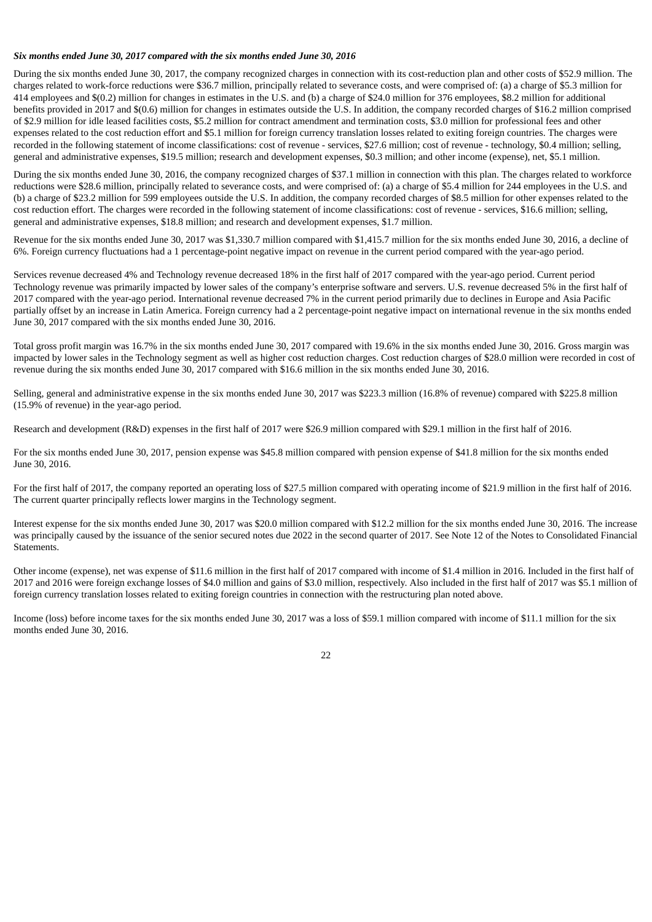***Six months ended June 30, 2017 compared with the six months ended June 30, 2016***

During the six months ended June 30, 2017, the company recognized charges in connection with its cost-reduction plan and other costs of $52.9 million. The charges related to work-force reductions were $36.7 million, principally related to severance costs, and were comprised of: (a) a charge of $5.3 million for 414 employees and $(0.2) million for changes in estimates in the U.S. and (b) a charge of $24.0 million for 376 employees, $8.2 million for additional benefits provided in 2017 and $(0.6) million for changes in estimates outside the U.S. In addition, the company recorded charges of $16.2 million comprised of $2.9 million for idle leased facilities costs, $5.2 million for contract amendment and termination costs, $3.0 million for professional fees and other expenses related to the cost reduction effort and $5.1 million for foreign currency translation losses related to exiting foreign countries. The charges were recorded in the following statement of income classifications: cost of revenue - services, $27.6 million; cost of revenue - technology, $0.4 million; selling, general and administrative expenses, $19.5 million; research and development expenses, $0.3 million; and other income (expense), net, $5.1 million.

During the six months ended June 30, 2016, the company recognized charges of $37.1 million in connection with this plan. The charges related to workforce reductions were $28.6 million, principally related to severance costs, and were comprised of: (a) a charge of $5.4 million for 244 employees in the U.S. and (b) a charge of $23.2 million for 599 employees outside the U.S. In addition, the company recorded charges of $8.5 million for other expenses related to the cost reduction effort. The charges were recorded in the following statement of income classifications: cost of revenue - services, $16.6 million; selling, general and administrative expenses, $18.8 million; and research and development expenses, $1.7 million.

Revenue for the six months ended June 30, 2017 was $1,330.7 million compared with $1,415.7 million for the six months ended June 30, 2016, a decline of 6%. Foreign currency fluctuations had a 1 percentage-point negative impact on revenue in the current period compared with the year-ago period.

Services revenue decreased 4% and Technology revenue decreased 18% in the first half of 2017 compared with the year-ago period. Current period Technology revenue was primarily impacted by lower sales of the company's enterprise software and servers. U.S. revenue decreased 5% in the first half of 2017 compared with the year-ago period. International revenue decreased 7% in the current period primarily due to declines in Europe and Asia Pacific partially offset by an increase in Latin America. Foreign currency had a 2 percentage-point negative impact on international revenue in the six months ended June 30, 2017 compared with the six months ended June 30, 2016.

Total gross profit margin was 16.7% in the six months ended June 30, 2017 compared with 19.6% in the six months ended June 30, 2016. Gross margin was impacted by lower sales in the Technology segment as well as higher cost reduction charges. Cost reduction charges of $28.0 million were recorded in cost of revenue during the six months ended June 30, 2017 compared with $16.6 million in the six months ended June 30, 2016.

Selling, general and administrative expense in the six months ended June 30, 2017 was $223.3 million (16.8% of revenue) compared with $225.8 million (15.9% of revenue) in the year-ago period.

Research and development (R&D) expenses in the first half of 2017 were $26.9 million compared with $29.1 million in the first half of 2016.

For the six months ended June 30, 2017, pension expense was $45.8 million compared with pension expense of $41.8 million for the six months ended June 30, 2016.

For the first half of 2017, the company reported an operating loss of $27.5 million compared with operating income of $21.9 million in the first half of 2016. The current quarter principally reflects lower margins in the Technology segment.

Interest expense for the six months ended June 30, 2017 was $20.0 million compared with $12.2 million for the six months ended June 30, 2016. The increase was principally caused by the issuance of the senior secured notes due 2022 in the second quarter of 2017. See Note 12 of the Notes to Consolidated Financial Statements.

Other income (expense), net was expense of $11.6 million in the first half of 2017 compared with income of $1.4 million in 2016. Included in the first half of 2017 and 2016 were foreign exchange losses of $4.0 million and gains of $3.0 million, respectively. Also included in the first half of 2017 was $5.1 million of foreign currency translation losses related to exiting foreign countries in connection with the restructuring plan noted above.

Income (loss) before income taxes for the six months ended June 30, 2017 was a loss of $59.1 million compared with income of $11.1 million for the six months ended June 30, 2016.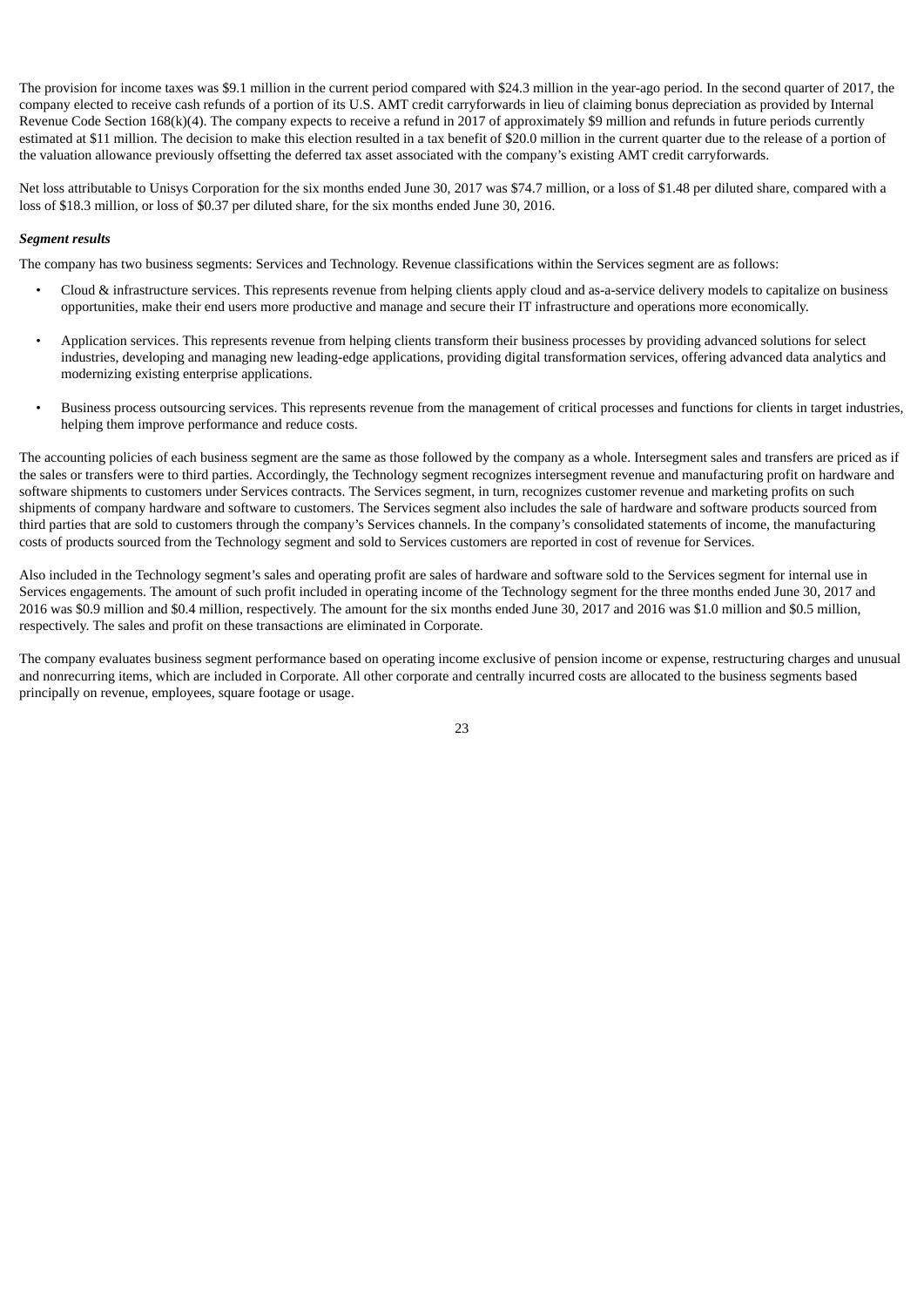The provision for income taxes was $9.1 million in the current period compared with $24.3 million in the year-ago period. In the second quarter of 2017, the company elected to receive cash refunds of a portion of its U.S. AMT credit carryforwards in lieu of claiming bonus depreciation as provided by Internal Revenue Code Section 168(k)(4). The company expects to receive a refund in 2017 of approximately $9 million and refunds in future periods currently estimated at $11 million. The decision to make this election resulted in a tax benefit of $20.0 million in the current quarter due to the release of a portion of the valuation allowance previously offsetting the deferred tax asset associated with the company's existing AMT credit carryforwards.

Net loss attributable to Unisys Corporation for the six months ended June 30, 2017 was $74.7 million, or a loss of $1.48 per diluted share, compared with a loss of $18.3 million, or loss of $0.37 per diluted share, for the six months ended June 30, 2016.

***Segment results***

The company has two business segments: Services and Technology. Revenue classifications within the Services segment are as follows:

- Cloud & infrastructure services. This represents revenue from helping clients apply cloud and as-a-service delivery models to capitalize on business opportunities, make their end users more productive and manage and secure their IT infrastructure and operations more economically.
- Application services. This represents revenue from helping clients transform their business processes by providing advanced solutions for select industries, developing and managing new leading-edge applications, providing digital transformation services, offering advanced data analytics and modernizing existing enterprise applications.
- Business process outsourcing services. This represents revenue from the management of critical processes and functions for clients in target industries, helping them improve performance and reduce costs.

The accounting policies of each business segment are the same as those followed by the company as a whole. Intersegment sales and transfers are priced as if the sales or transfers were to third parties. Accordingly, the Technology segment recognizes intersegment revenue and manufacturing profit on hardware and software shipments to customers under Services contracts. The Services segment, in turn, recognizes customer revenue and marketing profits on such shipments of company hardware and software to customers. The Services segment also includes the sale of hardware and software products sourced from third parties that are sold to customers through the company's Services channels. In the company's consolidated statements of income, the manufacturing costs of products sourced from the Technology segment and sold to Services customers are reported in cost of revenue for Services.

Also included in the Technology segment's sales and operating profit are sales of hardware and software sold to the Services segment for internal use in Services engagements. The amount of such profit included in operating income of the Technology segment for the three months ended June 30, 2017 and 2016 was $0.9 million and $0.4 million, respectively. The amount for the six months ended June 30, 2017 and 2016 was $1.0 million and $0.5 million, respectively. The sales and profit on these transactions are eliminated in Corporate.

The company evaluates business segment performance based on operating income exclusive of pension income or expense, restructuring charges and unusual and nonrecurring items, which are included in Corporate. All other corporate and centrally incurred costs are allocated to the business segments based principally on revenue, employees, square footage or usage.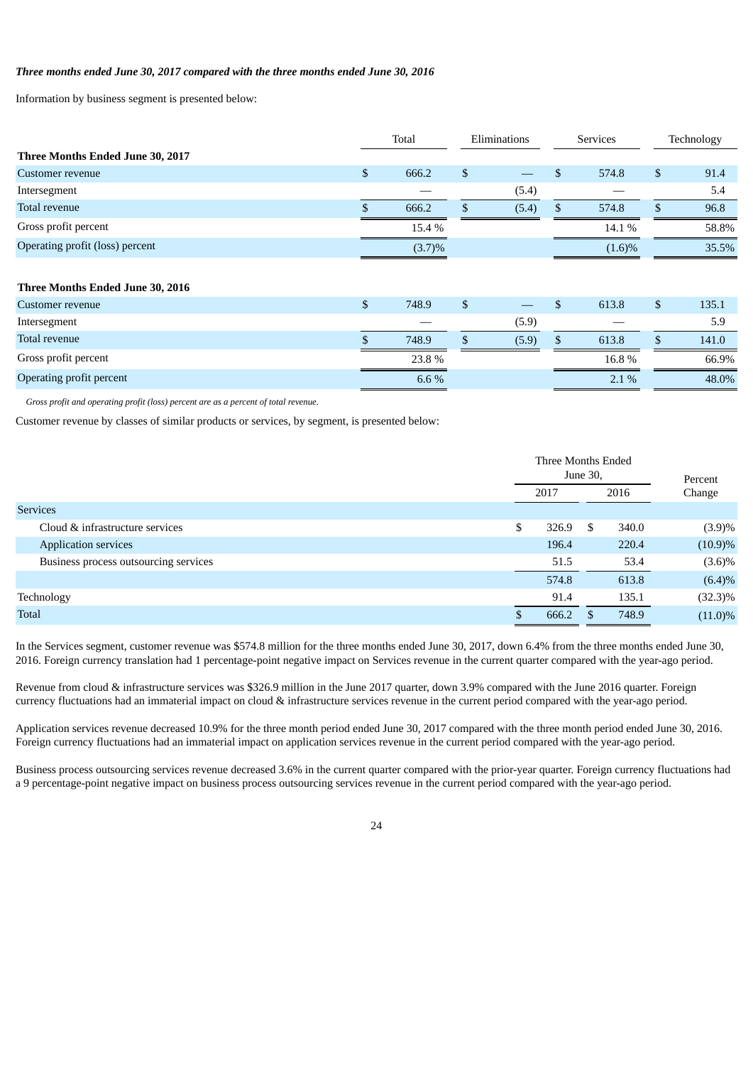***Three months ended June 30, 2017 compared with the three months ended June 30, 2016***

Information by business segment is presented below:

| | Total | Eliminations | Services | Technology |
|---|---|---|---|---|
| **Three Months Ended June 30, 2017** | | | | |
| Customer revenue | $ 666.2 | $ — | $ 574.8 | $ 91.4 |
| Intersegment | — | (5.4) | — | 5.4 |
| Total revenue | $ 666.2 | $ (5.4) | $ 574.8 | $ 96.8 |
| Gross profit percent | 15.4 % | | 14.1 % | 58.8% |
| Operating profit (loss) percent | (3.7)% | | (1.6)% | 35.5% |
| | | | | |
| **Three Months Ended June 30, 2016** | | | | |
| Customer revenue | $ 748.9 | $ — | $ 613.8 | $ 135.1 |
| Intersegment | — | (5.9) | — | 5.9 |
| Total revenue | $ 748.9 | $ (5.9) | $ 613.8 | $ 141.0 |
| Gross profit percent | 23.8 % | | 16.8 % | 66.9% |
| Operating profit percent | 6.6 % | | 2.1 % | 48.0% |

*Gross profit and operating profit (loss) percent are as a percent of total revenue.*

Customer revenue by classes of similar products or services, by segment, is presented below:

| | Three Months Ended June 30, | | Percent Change |
|---|---|---|---|
| | 2017 | 2016 | |
| Services | | | |
| Cloud & infrastructure services | $ 326.9 | $ 340.0 | (3.9)% |
| Application services | 196.4 | 220.4 | (10.9)% |
| Business process outsourcing services | 51.5 | 53.4 | (3.6)% |
| | 574.8 | 613.8 | (6.4)% |
| Technology | 91.4 | 135.1 | (32.3)% |
| Total | $ 666.2 | $ 748.9 | (11.0)% |

In the Services segment, customer revenue was $574.8 million for the three months ended June 30, 2017, down 6.4% from the three months ended June 30, 2016. Foreign currency translation had 1 percentage-point negative impact on Services revenue in the current quarter compared with the year-ago period.

Revenue from cloud & infrastructure services was $326.9 million in the June 2017 quarter, down 3.9% compared with the June 2016 quarter. Foreign currency fluctuations had an immaterial impact on cloud & infrastructure services revenue in the current period compared with the year-ago period.

Application services revenue decreased 10.9% for the three month period ended June 30, 2017 compared with the three month period ended June 30, 2016. Foreign currency fluctuations had an immaterial impact on application services revenue in the current period compared with the year-ago period.

Business process outsourcing services revenue decreased 3.6% in the current quarter compared with the prior-year quarter. Foreign currency fluctuations had a 9 percentage-point negative impact on business process outsourcing services revenue in the current period compared with the year-ago period.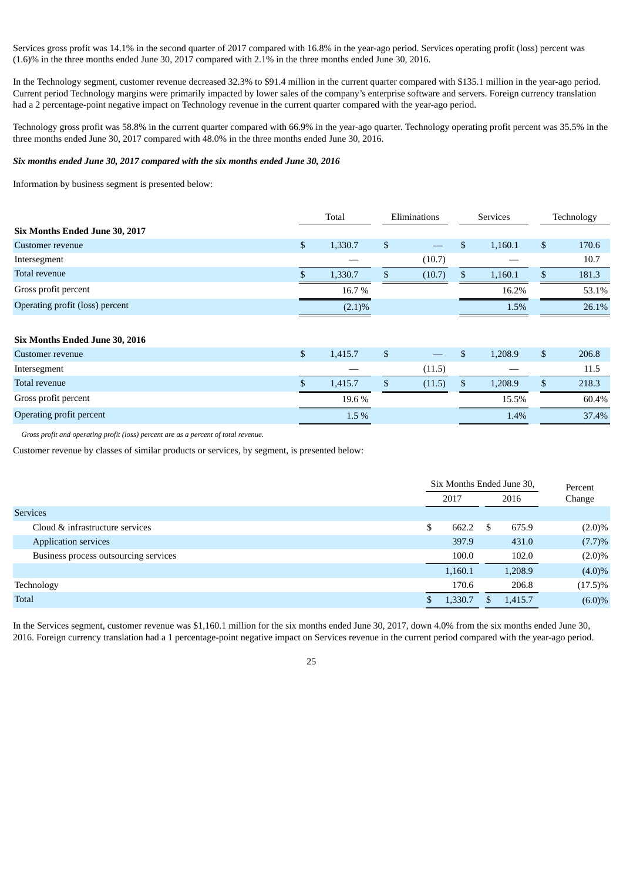Services gross profit was 14.1% in the second quarter of 2017 compared with 16.8% in the year-ago period. Services operating profit (loss) percent was (1.6)% in the three months ended June 30, 2017 compared with 2.1% in the three months ended June 30, 2016.

In the Technology segment, customer revenue decreased 32.3% to $91.4 million in the current quarter compared with $135.1 million in the year-ago period. Current period Technology margins were primarily impacted by lower sales of the company's enterprise software and servers. Foreign currency translation had a 2 percentage-point negative impact on Technology revenue in the current quarter compared with the year-ago period.

Technology gross profit was 58.8% in the current quarter compared with 66.9% in the year-ago quarter. Technology operating profit percent was 35.5% in the three months ended June 30, 2017 compared with 48.0% in the three months ended June 30, 2016.

***Six months ended June 30, 2017 compared with the six months ended June 30, 2016***

Information by business segment is presented below:

| | Total | Eliminations | Services | Technology |
|---|---|---|---|---|
| **Six Months Ended June 30, 2017** | | | | |
| Customer revenue | $ 1,330.7 | $ — | $ 1,160.1 | $ 170.6 |
| Intersegment | — | (10.7) | — | 10.7 |
| Total revenue | $ 1,330.7 | $ (10.7) | $ 1,160.1 | $ 181.3 |
| Gross profit percent | 16.7 % | | 16.2% | 53.1% |
| Operating profit (loss) percent | (2.1)% | | 1.5% | 26.1% |
| **Six Months Ended June 30, 2016** | | | | |
| Customer revenue | $ 1,415.7 | $ — | $ 1,208.9 | $ 206.8 |
| Intersegment | — | (11.5) | — | 11.5 |
| Total revenue | $ 1,415.7 | $ (11.5) | $ 1,208.9 | $ 218.3 |
| Gross profit percent | 19.6 % | | 15.5% | 60.4% |
| Operating profit percent | 1.5 % | | 1.4% | 37.4% |

*Gross profit and operating profit (loss) percent are as a percent of total revenue.*

Customer revenue by classes of similar products or services, by segment, is presented below:

| | Six Months Ended June 30, 2017 | Six Months Ended June 30, 2016 | Percent Change |
|---|---|---|---|
| Services | | | |
| Cloud & infrastructure services | $ 662.2 | $ 675.9 | (2.0)% |
| Application services | 397.9 | 431.0 | (7.7)% |
| Business process outsourcing services | 100.0 | 102.0 | (2.0)% |
| | 1,160.1 | 1,208.9 | (4.0)% |
| Technology | 170.6 | 206.8 | (17.5)% |
| Total | $ 1,330.7 | $ 1,415.7 | (6.0)% |

In the Services segment, customer revenue was $1,160.1 million for the six months ended June 30, 2017, down 4.0% from the six months ended June 30, 2016. Foreign currency translation had a 1 percentage-point negative impact on Services revenue in the current period compared with the year-ago period.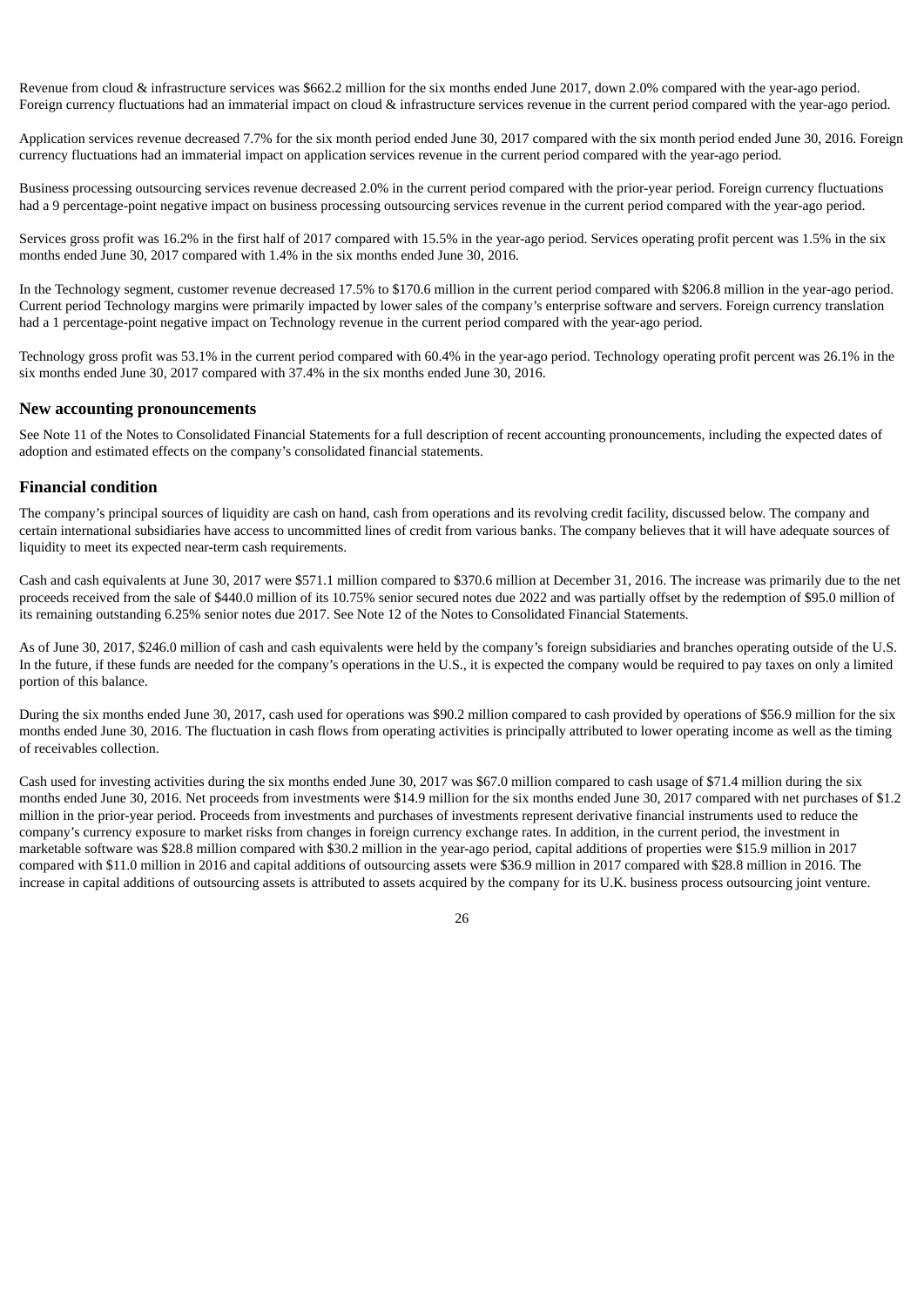Revenue from cloud & infrastructure services was $662.2 million for the six months ended June 2017, down 2.0% compared with the year-ago period. Foreign currency fluctuations had an immaterial impact on cloud & infrastructure services revenue in the current period compared with the year-ago period.

Application services revenue decreased 7.7% for the six month period ended June 30, 2017 compared with the six month period ended June 30, 2016. Foreign currency fluctuations had an immaterial impact on application services revenue in the current period compared with the year-ago period.

Business processing outsourcing services revenue decreased 2.0% in the current period compared with the prior-year period. Foreign currency fluctuations had a 9 percentage-point negative impact on business processing outsourcing services revenue in the current period compared with the year-ago period.

Services gross profit was 16.2% in the first half of 2017 compared with 15.5% in the year-ago period. Services operating profit percent was 1.5% in the six months ended June 30, 2017 compared with 1.4% in the six months ended June 30, 2016.

In the Technology segment, customer revenue decreased 17.5% to $170.6 million in the current period compared with $206.8 million in the year-ago period. Current period Technology margins were primarily impacted by lower sales of the company's enterprise software and servers. Foreign currency translation had a 1 percentage-point negative impact on Technology revenue in the current period compared with the year-ago period.

Technology gross profit was 53.1% in the current period compared with 60.4% in the year-ago period. Technology operating profit percent was 26.1% in the six months ended June 30, 2017 compared with 37.4% in the six months ended June 30, 2016.

## New accounting pronouncements

See Note 11 of the Notes to Consolidated Financial Statements for a full description of recent accounting pronouncements, including the expected dates of adoption and estimated effects on the company's consolidated financial statements.

## Financial condition

The company's principal sources of liquidity are cash on hand, cash from operations and its revolving credit facility, discussed below. The company and certain international subsidiaries have access to uncommitted lines of credit from various banks. The company believes that it will have adequate sources of liquidity to meet its expected near-term cash requirements.

Cash and cash equivalents at June 30, 2017 were $571.1 million compared to $370.6 million at December 31, 2016. The increase was primarily due to the net proceeds received from the sale of $440.0 million of its 10.75% senior secured notes due 2022 and was partially offset by the redemption of $95.0 million of its remaining outstanding 6.25% senior notes due 2017. See Note 12 of the Notes to Consolidated Financial Statements.

As of June 30, 2017, $246.0 million of cash and cash equivalents were held by the company's foreign subsidiaries and branches operating outside of the U.S. In the future, if these funds are needed for the company's operations in the U.S., it is expected the company would be required to pay taxes on only a limited portion of this balance.

During the six months ended June 30, 2017, cash used for operations was $90.2 million compared to cash provided by operations of $56.9 million for the six months ended June 30, 2016. The fluctuation in cash flows from operating activities is principally attributed to lower operating income as well as the timing of receivables collection.

Cash used for investing activities during the six months ended June 30, 2017 was $67.0 million compared to cash usage of $71.4 million during the six months ended June 30, 2016. Net proceeds from investments were $14.9 million for the six months ended June 30, 2017 compared with net purchases of $1.2 million in the prior-year period. Proceeds from investments and purchases of investments represent derivative financial instruments used to reduce the company's currency exposure to market risks from changes in foreign currency exchange rates. In addition, in the current period, the investment in marketable software was $28.8 million compared with $30.2 million in the year-ago period, capital additions of properties were $15.9 million in 2017 compared with $11.0 million in 2016 and capital additions of outsourcing assets were $36.9 million in 2017 compared with $28.8 million in 2016. The increase in capital additions of outsourcing assets is attributed to assets acquired by the company for its U.K. business process outsourcing joint venture.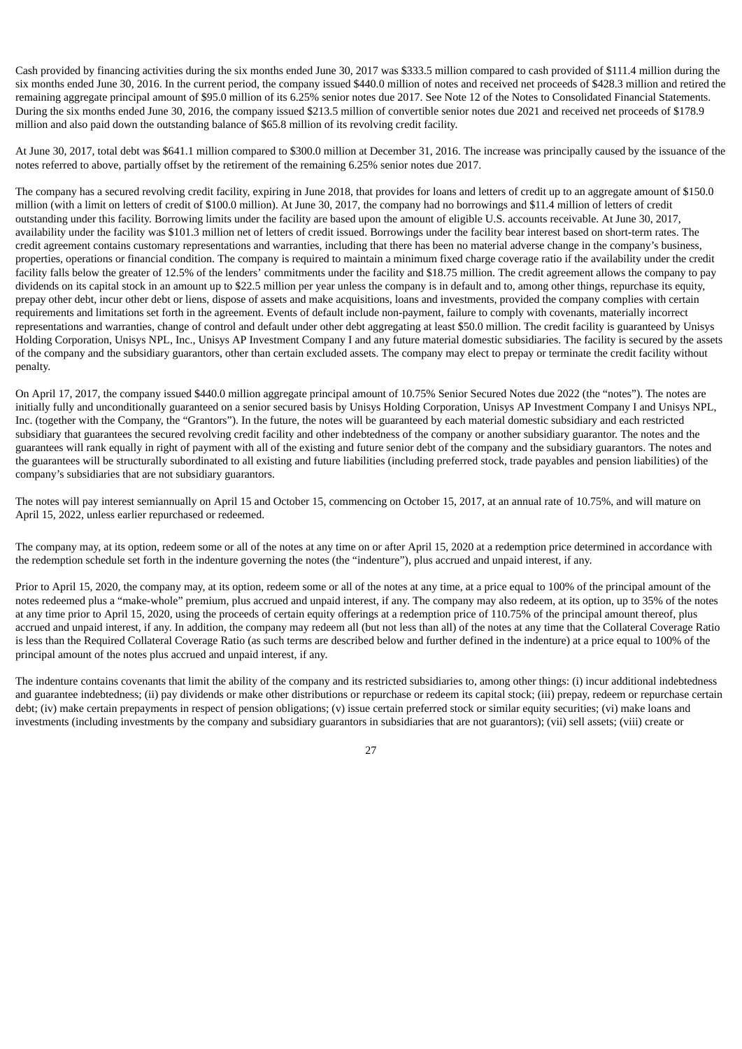Cash provided by financing activities during the six months ended June 30, 2017 was $333.5 million compared to cash provided of $111.4 million during the six months ended June 30, 2016. In the current period, the company issued $440.0 million of notes and received net proceeds of $428.3 million and retired the remaining aggregate principal amount of $95.0 million of its 6.25% senior notes due 2017. See Note 12 of the Notes to Consolidated Financial Statements. During the six months ended June 30, 2016, the company issued $213.5 million of convertible senior notes due 2021 and received net proceeds of $178.9 million and also paid down the outstanding balance of $65.8 million of its revolving credit facility.

At June 30, 2017, total debt was $641.1 million compared to $300.0 million at December 31, 2016. The increase was principally caused by the issuance of the notes referred to above, partially offset by the retirement of the remaining 6.25% senior notes due 2017.

The company has a secured revolving credit facility, expiring in June 2018, that provides for loans and letters of credit up to an aggregate amount of $150.0 million (with a limit on letters of credit of $100.0 million). At June 30, 2017, the company had no borrowings and $11.4 million of letters of credit outstanding under this facility. Borrowing limits under the facility are based upon the amount of eligible U.S. accounts receivable. At June 30, 2017, availability under the facility was $101.3 million net of letters of credit issued. Borrowings under the facility bear interest based on short-term rates. The credit agreement contains customary representations and warranties, including that there has been no material adverse change in the company's business, properties, operations or financial condition. The company is required to maintain a minimum fixed charge coverage ratio if the availability under the credit facility falls below the greater of 12.5% of the lenders' commitments under the facility and $18.75 million. The credit agreement allows the company to pay dividends on its capital stock in an amount up to $22.5 million per year unless the company is in default and to, among other things, repurchase its equity, prepay other debt, incur other debt or liens, dispose of assets and make acquisitions, loans and investments, provided the company complies with certain requirements and limitations set forth in the agreement. Events of default include non-payment, failure to comply with covenants, materially incorrect representations and warranties, change of control and default under other debt aggregating at least $50.0 million. The credit facility is guaranteed by Unisys Holding Corporation, Unisys NPL, Inc., Unisys AP Investment Company I and any future material domestic subsidiaries. The facility is secured by the assets of the company and the subsidiary guarantors, other than certain excluded assets. The company may elect to prepay or terminate the credit facility without penalty.

On April 17, 2017, the company issued $440.0 million aggregate principal amount of 10.75% Senior Secured Notes due 2022 (the "notes"). The notes are initially fully and unconditionally guaranteed on a senior secured basis by Unisys Holding Corporation, Unisys AP Investment Company I and Unisys NPL, Inc. (together with the Company, the "Grantors"). In the future, the notes will be guaranteed by each material domestic subsidiary and each restricted subsidiary that guarantees the secured revolving credit facility and other indebtedness of the company or another subsidiary guarantor. The notes and the guarantees will rank equally in right of payment with all of the existing and future senior debt of the company and the subsidiary guarantors. The notes and the guarantees will be structurally subordinated to all existing and future liabilities (including preferred stock, trade payables and pension liabilities) of the company's subsidiaries that are not subsidiary guarantors.

The notes will pay interest semiannually on April 15 and October 15, commencing on October 15, 2017, at an annual rate of 10.75%, and will mature on April 15, 2022, unless earlier repurchased or redeemed.

The company may, at its option, redeem some or all of the notes at any time on or after April 15, 2020 at a redemption price determined in accordance with the redemption schedule set forth in the indenture governing the notes (the "indenture"), plus accrued and unpaid interest, if any.

Prior to April 15, 2020, the company may, at its option, redeem some or all of the notes at any time, at a price equal to 100% of the principal amount of the notes redeemed plus a "make-whole" premium, plus accrued and unpaid interest, if any. The company may also redeem, at its option, up to 35% of the notes at any time prior to April 15, 2020, using the proceeds of certain equity offerings at a redemption price of 110.75% of the principal amount thereof, plus accrued and unpaid interest, if any. In addition, the company may redeem all (but not less than all) of the notes at any time that the Collateral Coverage Ratio is less than the Required Collateral Coverage Ratio (as such terms are described below and further defined in the indenture) at a price equal to 100% of the principal amount of the notes plus accrued and unpaid interest, if any.

The indenture contains covenants that limit the ability of the company and its restricted subsidiaries to, among other things: (i) incur additional indebtedness and guarantee indebtedness; (ii) pay dividends or make other distributions or repurchase or redeem its capital stock; (iii) prepay, redeem or repurchase certain debt; (iv) make certain prepayments in respect of pension obligations; (v) issue certain preferred stock or similar equity securities; (vi) make loans and investments (including investments by the company and subsidiary guarantors in subsidiaries that are not guarantors); (vii) sell assets; (viii) create or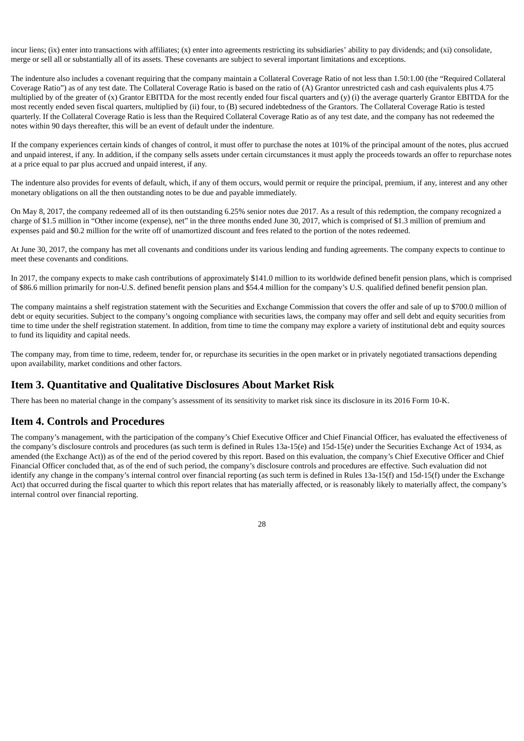incur liens; (ix) enter into transactions with affiliates; (x) enter into agreements restricting its subsidiaries' ability to pay dividends; and (xi) consolidate, merge or sell all or substantially all of its assets. These covenants are subject to several important limitations and exceptions.

The indenture also includes a covenant requiring that the company maintain a Collateral Coverage Ratio of not less than 1.50:1.00 (the "Required Collateral Coverage Ratio") as of any test date. The Collateral Coverage Ratio is based on the ratio of (A) Grantor unrestricted cash and cash equivalents plus 4.75 multiplied by of the greater of (x) Grantor EBITDA for the most recently ended four fiscal quarters and (y) (i) the average quarterly Grantor EBITDA for the most recently ended seven fiscal quarters, multiplied by (ii) four, to (B) secured indebtedness of the Grantors. The Collateral Coverage Ratio is tested quarterly. If the Collateral Coverage Ratio is less than the Required Collateral Coverage Ratio as of any test date, and the company has not redeemed the notes within 90 days thereafter, this will be an event of default under the indenture.

If the company experiences certain kinds of changes of control, it must offer to purchase the notes at 101% of the principal amount of the notes, plus accrued and unpaid interest, if any. In addition, if the company sells assets under certain circumstances it must apply the proceeds towards an offer to repurchase notes at a price equal to par plus accrued and unpaid interest, if any.

The indenture also provides for events of default, which, if any of them occurs, would permit or require the principal, premium, if any, interest and any other monetary obligations on all the then outstanding notes to be due and payable immediately.

On May 8, 2017, the company redeemed all of its then outstanding 6.25% senior notes due 2017. As a result of this redemption, the company recognized a charge of $1.5 million in "Other income (expense), net" in the three months ended June 30, 2017, which is comprised of $1.3 million of premium and expenses paid and $0.2 million for the write off of unamortized discount and fees related to the portion of the notes redeemed.

At June 30, 2017, the company has met all covenants and conditions under its various lending and funding agreements. The company expects to continue to meet these covenants and conditions.

In 2017, the company expects to make cash contributions of approximately $141.0 million to its worldwide defined benefit pension plans, which is comprised of $86.6 million primarily for non-U.S. defined benefit pension plans and $54.4 million for the company's U.S. qualified defined benefit pension plan.

The company maintains a shelf registration statement with the Securities and Exchange Commission that covers the offer and sale of up to $700.0 million of debt or equity securities. Subject to the company's ongoing compliance with securities laws, the company may offer and sell debt and equity securities from time to time under the shelf registration statement. In addition, from time to time the company may explore a variety of institutional debt and equity sources to fund its liquidity and capital needs.

The company may, from time to time, redeem, tender for, or repurchase its securities in the open market or in privately negotiated transactions depending upon availability, market conditions and other factors.

## Item 3. Quantitative and Qualitative Disclosures About Market Risk

There has been no material change in the company's assessment of its sensitivity to market risk since its disclosure in its 2016 Form 10-K.

## Item 4. Controls and Procedures

The company's management, with the participation of the company's Chief Executive Officer and Chief Financial Officer, has evaluated the effectiveness of the company's disclosure controls and procedures (as such term is defined in Rules 13a-15(e) and 15d-15(e) under the Securities Exchange Act of 1934, as amended (the Exchange Act)) as of the end of the period covered by this report. Based on this evaluation, the company's Chief Executive Officer and Chief Financial Officer concluded that, as of the end of such period, the company's disclosure controls and procedures are effective. Such evaluation did not identify any change in the company's internal control over financial reporting (as such term is defined in Rules 13a-15(f) and 15d-15(f) under the Exchange Act) that occurred during the fiscal quarter to which this report relates that has materially affected, or is reasonably likely to materially affect, the company's internal control over financial reporting.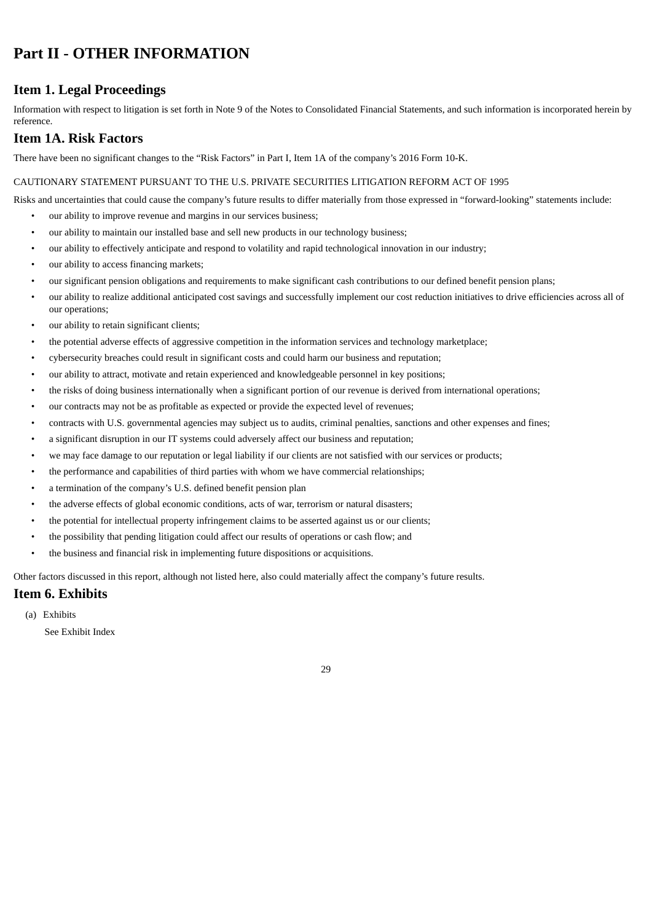# Part II - OTHER INFORMATION

## Item 1. Legal Proceedings

Information with respect to litigation is set forth in Note 9 of the Notes to Consolidated Financial Statements, and such information is incorporated herein by reference.

## Item 1A. Risk Factors

There have been no significant changes to the “Risk Factors” in Part I, Item 1A of the company’s 2016 Form 10-K.

CAUTIONARY STATEMENT PURSUANT TO THE U.S. PRIVATE SECURITIES LITIGATION REFORM ACT OF 1995

Risks and uncertainties that could cause the company’s future results to differ materially from those expressed in “forward-looking” statements include:

- our ability to improve revenue and margins in our services business;
- our ability to maintain our installed base and sell new products in our technology business;
- our ability to effectively anticipate and respond to volatility and rapid technological innovation in our industry;
- our ability to access financing markets;
- our significant pension obligations and requirements to make significant cash contributions to our defined benefit pension plans;
- our ability to realize additional anticipated cost savings and successfully implement our cost reduction initiatives to drive efficiencies across all of our operations;
- our ability to retain significant clients;
- the potential adverse effects of aggressive competition in the information services and technology marketplace;
- cybersecurity breaches could result in significant costs and could harm our business and reputation;
- our ability to attract, motivate and retain experienced and knowledgeable personnel in key positions;
- the risks of doing business internationally when a significant portion of our revenue is derived from international operations;
- our contracts may not be as profitable as expected or provide the expected level of revenues;
- contracts with U.S. governmental agencies may subject us to audits, criminal penalties, sanctions and other expenses and fines;
- a significant disruption in our IT systems could adversely affect our business and reputation;
- we may face damage to our reputation or legal liability if our clients are not satisfied with our services or products;
- the performance and capabilities of third parties with whom we have commercial relationships;
- a termination of the company’s U.S. defined benefit pension plan
- the adverse effects of global economic conditions, acts of war, terrorism or natural disasters;
- the potential for intellectual property infringement claims to be asserted against us or our clients;
- the possibility that pending litigation could affect our results of operations or cash flow; and
- the business and financial risk in implementing future dispositions or acquisitions.

Other factors discussed in this report, although not listed here, also could materially affect the company’s future results.

## Item 6. Exhibits

(a) Exhibits

See Exhibit Index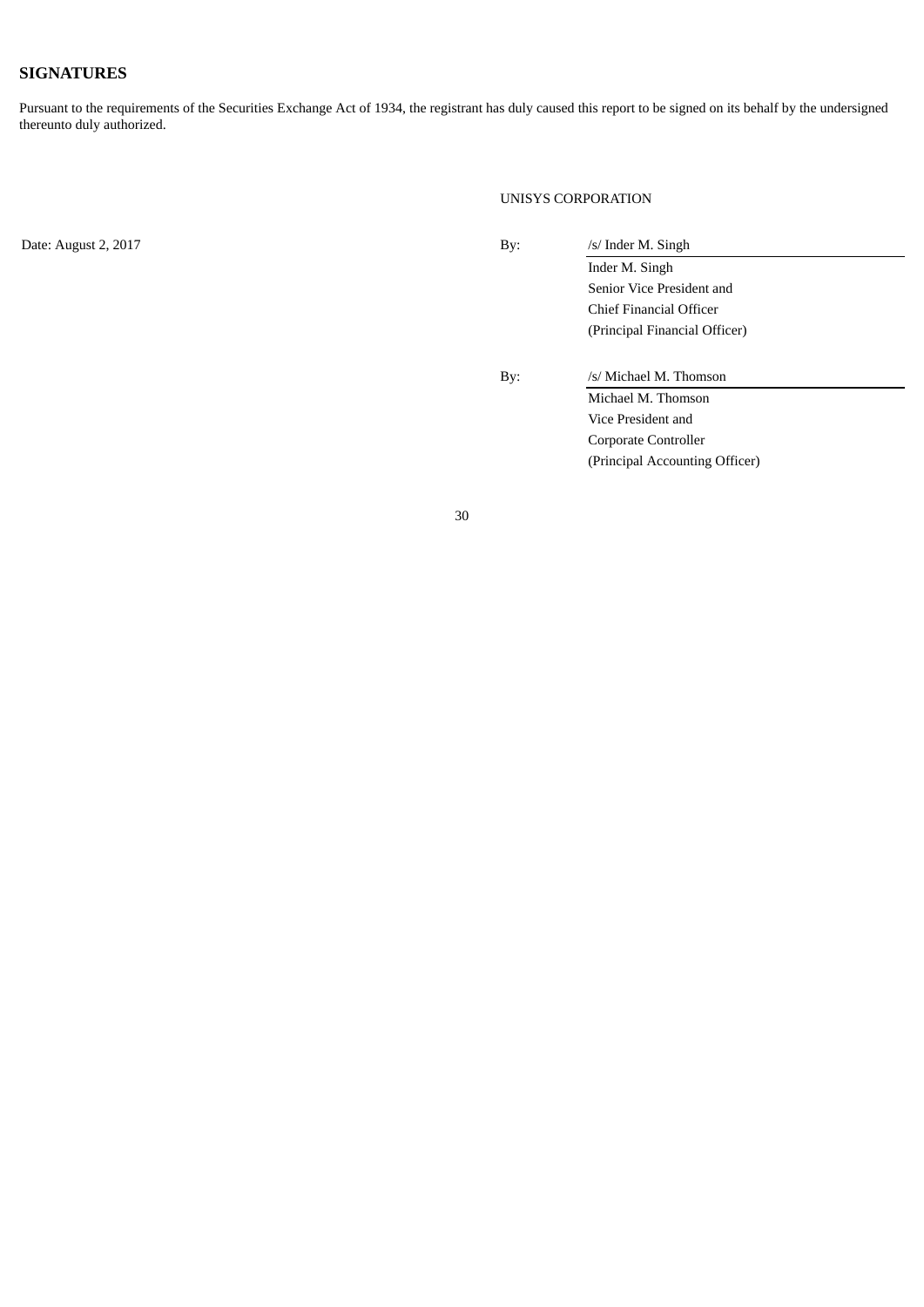## SIGNATURES

Pursuant to the requirements of the Securities Exchange Act of 1934, the registrant has duly caused this report to be signed on its behalf by the undersigned thereunto duly authorized.

UNISYS CORPORATION

| | | |
|---|---|---|
| Date: August 2, 2017 | By: | /s/ Inder M. Singh |
| | | Inder M. Singh<br>Senior Vice President and<br>Chief Financial Officer<br>(Principal Financial Officer) |
| | By: | /s/ Michael M. Thomson |
| | | Michael M. Thomson<br>Vice President and<br>Corporate Controller<br>(Principal Accounting Officer) |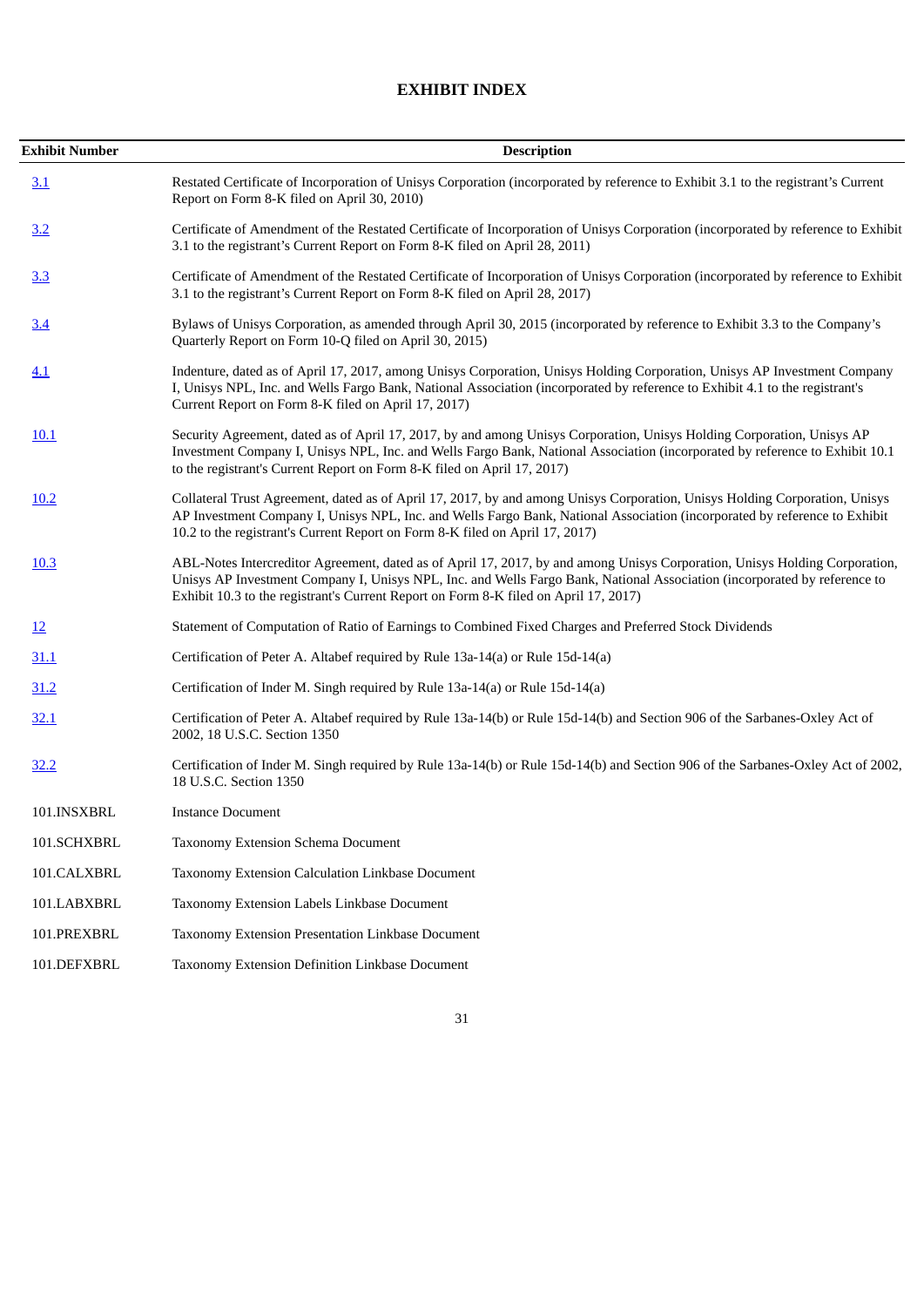# EXHIBIT INDEX

| Exhibit Number | Description |
| --- | --- |
| 3.1 | Restated Certificate of Incorporation of Unisys Corporation (incorporated by reference to Exhibit 3.1 to the registrant's Current Report on Form 8-K filed on April 30, 2010) |
| 3.2 | Certificate of Amendment of the Restated Certificate of Incorporation of Unisys Corporation (incorporated by reference to Exhibit 3.1 to the registrant's Current Report on Form 8-K filed on April 28, 2011) |
| 3.3 | Certificate of Amendment of the Restated Certificate of Incorporation of Unisys Corporation (incorporated by reference to Exhibit 3.1 to the registrant's Current Report on Form 8-K filed on April 28, 2017) |
| 3.4 | Bylaws of Unisys Corporation, as amended through April 30, 2015 (incorporated by reference to Exhibit 3.3 to the Company's Quarterly Report on Form 10-Q filed on April 30, 2015) |
| 4.1 | Indenture, dated as of April 17, 2017, among Unisys Corporation, Unisys Holding Corporation, Unisys AP Investment Company I, Unisys NPL, Inc. and Wells Fargo Bank, National Association (incorporated by reference to Exhibit 4.1 to the registrant's Current Report on Form 8-K filed on April 17, 2017) |
| 10.1 | Security Agreement, dated as of April 17, 2017, by and among Unisys Corporation, Unisys Holding Corporation, Unisys AP Investment Company I, Unisys NPL, Inc. and Wells Fargo Bank, National Association (incorporated by reference to Exhibit 10.1 to the registrant's Current Report on Form 8-K filed on April 17, 2017) |
| 10.2 | Collateral Trust Agreement, dated as of April 17, 2017, by and among Unisys Corporation, Unisys Holding Corporation, Unisys AP Investment Company I, Unisys NPL, Inc. and Wells Fargo Bank, National Association (incorporated by reference to Exhibit 10.2 to the registrant's Current Report on Form 8-K filed on April 17, 2017) |
| 10.3 | ABL-Notes Intercreditor Agreement, dated as of April 17, 2017, by and among Unisys Corporation, Unisys Holding Corporation, Unisys AP Investment Company I, Unisys NPL, Inc. and Wells Fargo Bank, National Association (incorporated by reference to Exhibit 10.3 to the registrant's Current Report on Form 8-K filed on April 17, 2017) |
| 12 | Statement of Computation of Ratio of Earnings to Combined Fixed Charges and Preferred Stock Dividends |
| 31.1 | Certification of Peter A. Altabef required by Rule 13a-14(a) or Rule 15d-14(a) |
| 31.2 | Certification of Inder M. Singh required by Rule 13a-14(a) or Rule 15d-14(a) |
| 32.1 | Certification of Peter A. Altabef required by Rule 13a-14(b) or Rule 15d-14(b) and Section 906 of the Sarbanes-Oxley Act of 2002, 18 U.S.C. Section 1350 |
| 32.2 | Certification of Inder M. Singh required by Rule 13a-14(b) or Rule 15d-14(b) and Section 906 of the Sarbanes-Oxley Act of 2002, 18 U.S.C. Section 1350 |
| 101.INSXBRL | Instance Document |
| 101.SCHXBRL | Taxonomy Extension Schema Document |
| 101.CALXBRL | Taxonomy Extension Calculation Linkbase Document |
| 101.LABXBRL | Taxonomy Extension Labels Linkbase Document |
| 101.PREXBRL | Taxonomy Extension Presentation Linkbase Document |
| 101.DEFXBRL | Taxonomy Extension Definition Linkbase Document |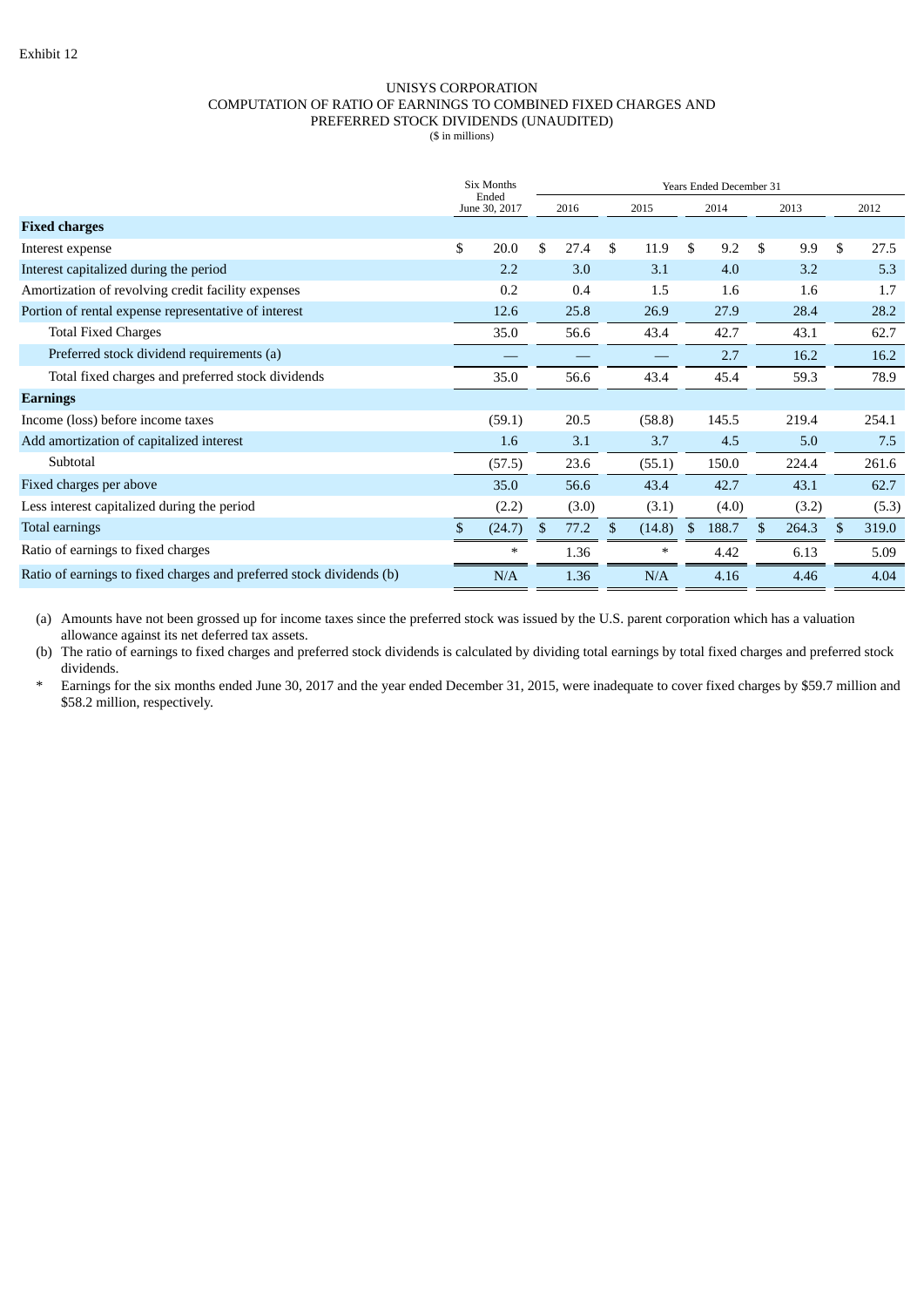Exhibit 12

# UNISYS CORPORATION
## COMPUTATION OF RATIO OF EARNINGS TO COMBINED FIXED CHARGES AND PREFERRED STOCK DIVIDENDS (UNAUDITED)
($ in millions)

| | Six Months Ended June 30, 2017 | Years Ended December 31 | | | | |
|---|---|---|---|---|---|---|
| | | 2016 | 2015 | 2014 | 2013 | 2012 |
| **Fixed charges** | | | | | | |
| Interest expense | $ 20.0 | $ 27.4 | $ 11.9 | $ 9.2 | $ 9.9 | $ 27.5 |
| Interest capitalized during the period | 2.2 | 3.0 | 3.1 | 4.0 | 3.2 | 5.3 |
| Amortization of revolving credit facility expenses | 0.2 | 0.4 | 1.5 | 1.6 | 1.6 | 1.7 |
| Portion of rental expense representative of interest | 12.6 | 25.8 | 26.9 | 27.9 | 28.4 | 28.2 |
| Total Fixed Charges | 35.0 | 56.6 | 43.4 | 42.7 | 43.1 | 62.7 |
| Preferred stock dividend requirements (a) | — | — | — | 2.7 | 16.2 | 16.2 |
| Total fixed charges and preferred stock dividends | 35.0 | 56.6 | 43.4 | 45.4 | 59.3 | 78.9 |
| **Earnings** | | | | | | |
| Income (loss) before income taxes | (59.1) | 20.5 | (58.8) | 145.5 | 219.4 | 254.1 |
| Add amortization of capitalized interest | 1.6 | 3.1 | 3.7 | 4.5 | 5.0 | 7.5 |
| Subtotal | (57.5) | 23.6 | (55.1) | 150.0 | 224.4 | 261.6 |
| Fixed charges per above | 35.0 | 56.6 | 43.4 | 42.7 | 43.1 | 62.7 |
| Less interest capitalized during the period | (2.2) | (3.0) | (3.1) | (4.0) | (3.2) | (5.3) |
| Total earnings | $ (24.7) | $ 77.2 | $ (14.8) | $ 188.7 | $ 264.3 | $ 319.0 |
| Ratio of earnings to fixed charges | * | 1.36 | * | 4.42 | 6.13 | 5.09 |
| Ratio of earnings to fixed charges and preferred stock dividends (b) | N/A | 1.36 | N/A | 4.16 | 4.46 | 4.04 |

(a) Amounts have not been grossed up for income taxes since the preferred stock was issued by the U.S. parent corporation which has a valuation allowance against its net deferred tax assets.

(b) The ratio of earnings to fixed charges and preferred stock dividends is calculated by dividing total earnings by total fixed charges and preferred stock dividends.

\* Earnings for the six months ended June 30, 2017 and the year ended December 31, 2015, were inadequate to cover fixed charges by $59.7 million and $58.2 million, respectively.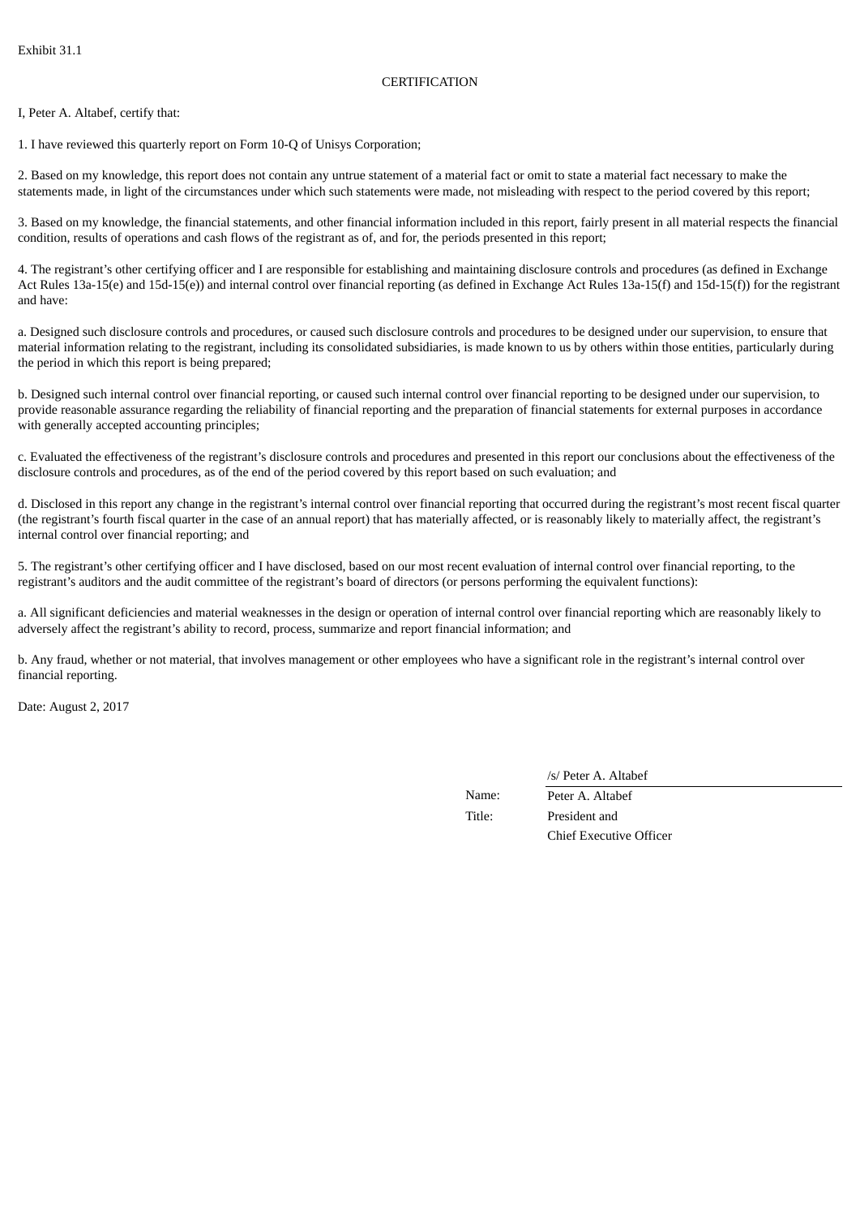Exhibit 31.1

CERTIFICATION

I, Peter A. Altabef, certify that:

1. I have reviewed this quarterly report on Form 10-Q of Unisys Corporation;

2. Based on my knowledge, this report does not contain any untrue statement of a material fact or omit to state a material fact necessary to make the statements made, in light of the circumstances under which such statements were made, not misleading with respect to the period covered by this report;

3. Based on my knowledge, the financial statements, and other financial information included in this report, fairly present in all material respects the financial condition, results of operations and cash flows of the registrant as of, and for, the periods presented in this report;

4. The registrant's other certifying officer and I are responsible for establishing and maintaining disclosure controls and procedures (as defined in Exchange Act Rules 13a-15(e) and 15d-15(e)) and internal control over financial reporting (as defined in Exchange Act Rules 13a-15(f) and 15d-15(f)) for the registrant and have:

a. Designed such disclosure controls and procedures, or caused such disclosure controls and procedures to be designed under our supervision, to ensure that material information relating to the registrant, including its consolidated subsidiaries, is made known to us by others within those entities, particularly during the period in which this report is being prepared;

b. Designed such internal control over financial reporting, or caused such internal control over financial reporting to be designed under our supervision, to provide reasonable assurance regarding the reliability of financial reporting and the preparation of financial statements for external purposes in accordance with generally accepted accounting principles;

c. Evaluated the effectiveness of the registrant's disclosure controls and procedures and presented in this report our conclusions about the effectiveness of the disclosure controls and procedures, as of the end of the period covered by this report based on such evaluation; and

d. Disclosed in this report any change in the registrant's internal control over financial reporting that occurred during the registrant's most recent fiscal quarter (the registrant's fourth fiscal quarter in the case of an annual report) that has materially affected, or is reasonably likely to materially affect, the registrant's internal control over financial reporting; and

5. The registrant's other certifying officer and I have disclosed, based on our most recent evaluation of internal control over financial reporting, to the registrant's auditors and the audit committee of the registrant's board of directors (or persons performing the equivalent functions):

a. All significant deficiencies and material weaknesses in the design or operation of internal control over financial reporting which are reasonably likely to adversely affect the registrant's ability to record, process, summarize and report financial information; and

b. Any fraud, whether or not material, that involves management or other employees who have a significant role in the registrant's internal control over financial reporting.

Date: August 2, 2017

| | |
|---|---|
| | /s/ Peter A. Altabef |
| Name: | Peter A. Altabef |
| Title: | President and<br>Chief Executive Officer |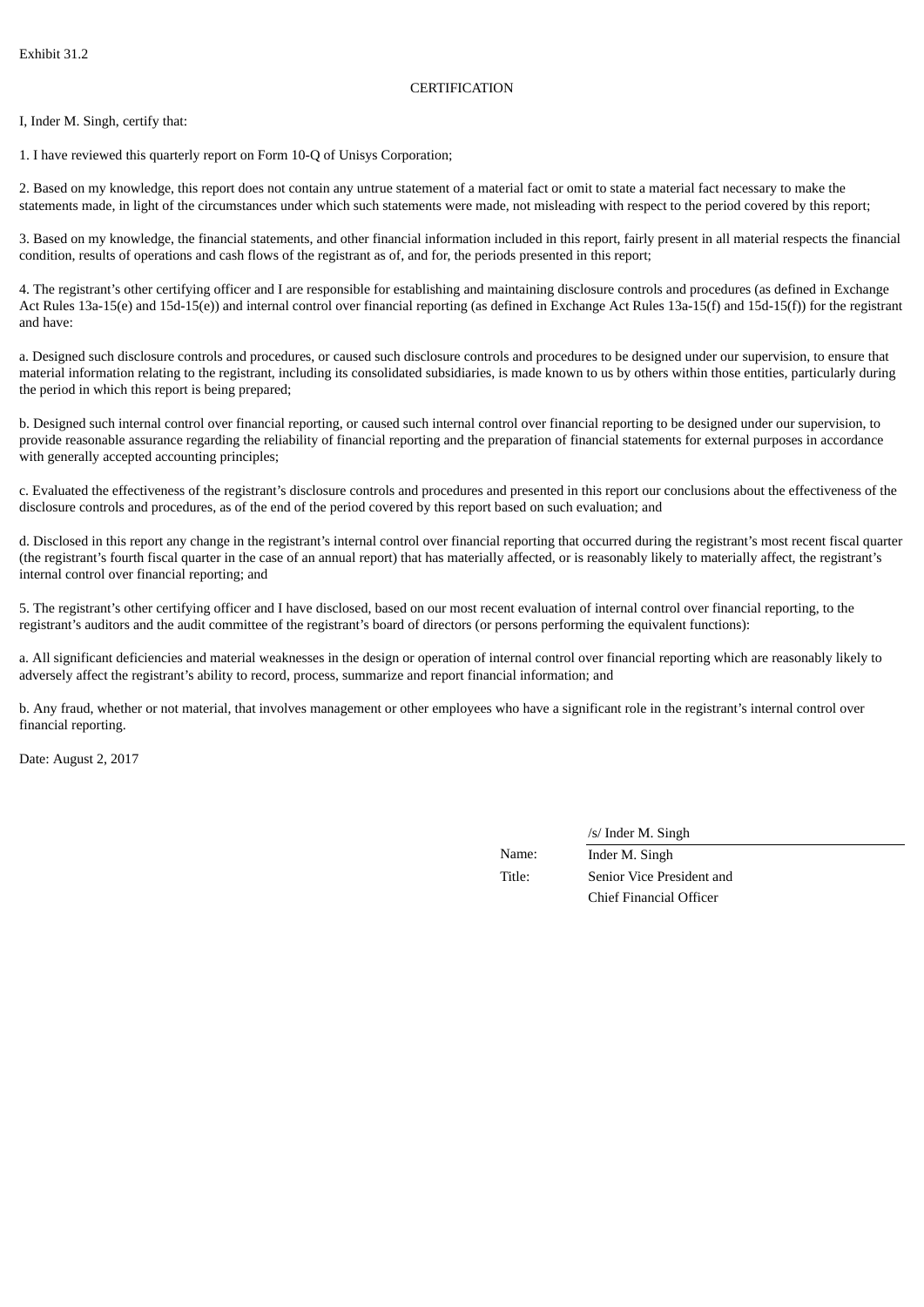Exhibit 31.2

CERTIFICATION

I, Inder M. Singh, certify that:

1. I have reviewed this quarterly report on Form 10-Q of Unisys Corporation;

2. Based on my knowledge, this report does not contain any untrue statement of a material fact or omit to state a material fact necessary to make the statements made, in light of the circumstances under which such statements were made, not misleading with respect to the period covered by this report;

3. Based on my knowledge, the financial statements, and other financial information included in this report, fairly present in all material respects the financial condition, results of operations and cash flows of the registrant as of, and for, the periods presented in this report;

4. The registrant's other certifying officer and I are responsible for establishing and maintaining disclosure controls and procedures (as defined in Exchange Act Rules 13a-15(e) and 15d-15(e)) and internal control over financial reporting (as defined in Exchange Act Rules 13a-15(f) and 15d-15(f)) for the registrant and have:

a. Designed such disclosure controls and procedures, or caused such disclosure controls and procedures to be designed under our supervision, to ensure that material information relating to the registrant, including its consolidated subsidiaries, is made known to us by others within those entities, particularly during the period in which this report is being prepared;

b. Designed such internal control over financial reporting, or caused such internal control over financial reporting to be designed under our supervision, to provide reasonable assurance regarding the reliability of financial reporting and the preparation of financial statements for external purposes in accordance with generally accepted accounting principles;

c. Evaluated the effectiveness of the registrant's disclosure controls and procedures and presented in this report our conclusions about the effectiveness of the disclosure controls and procedures, as of the end of the period covered by this report based on such evaluation; and

d. Disclosed in this report any change in the registrant's internal control over financial reporting that occurred during the registrant's most recent fiscal quarter (the registrant's fourth fiscal quarter in the case of an annual report) that has materially affected, or is reasonably likely to materially affect, the registrant's internal control over financial reporting; and

5. The registrant's other certifying officer and I have disclosed, based on our most recent evaluation of internal control over financial reporting, to the registrant's auditors and the audit committee of the registrant's board of directors (or persons performing the equivalent functions):

a. All significant deficiencies and material weaknesses in the design or operation of internal control over financial reporting which are reasonably likely to adversely affect the registrant's ability to record, process, summarize and report financial information; and

b. Any fraud, whether or not material, that involves management or other employees who have a significant role in the registrant's internal control over financial reporting.

Date: August 2, 2017

/s/ Inder M. Singh

Name: Inder M. Singh

Title: Senior Vice President and Chief Financial Officer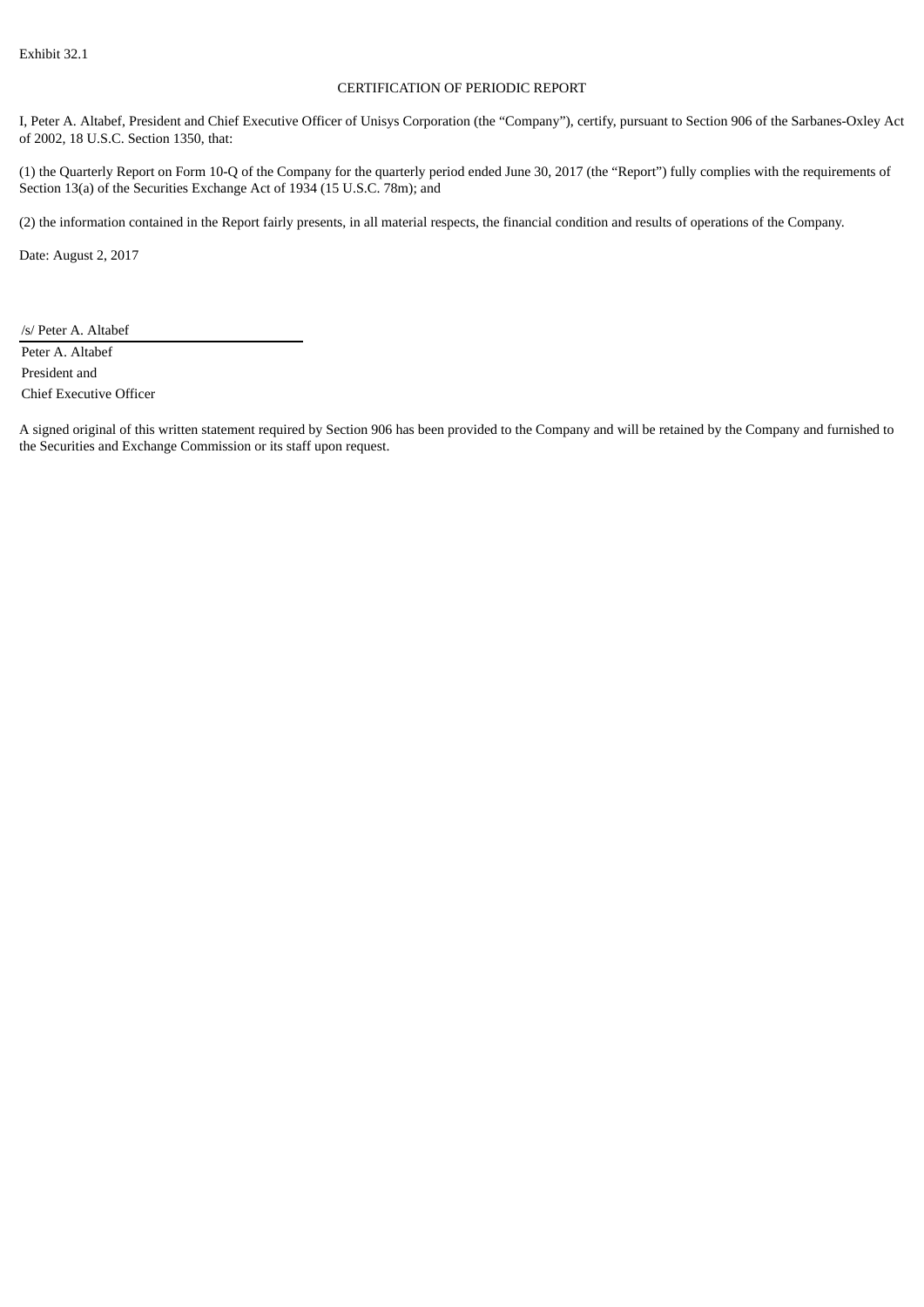Exhibit 32.1

# CERTIFICATION OF PERIODIC REPORT

I, Peter A. Altabef, President and Chief Executive Officer of Unisys Corporation (the "Company"), certify, pursuant to Section 906 of the Sarbanes-Oxley Act of 2002, 18 U.S.C. Section 1350, that:

(1) the Quarterly Report on Form 10-Q of the Company for the quarterly period ended June 30, 2017 (the "Report") fully complies with the requirements of Section 13(a) of the Securities Exchange Act of 1934 (15 U.S.C. 78m); and

(2) the information contained in the Report fairly presents, in all material respects, the financial condition and results of operations of the Company.

Date: August 2, 2017

/s/ Peter A. Altabef

Peter A. Altabef
President and
Chief Executive Officer

A signed original of this written statement required by Section 906 has been provided to the Company and will be retained by the Company and furnished to the Securities and Exchange Commission or its staff upon request.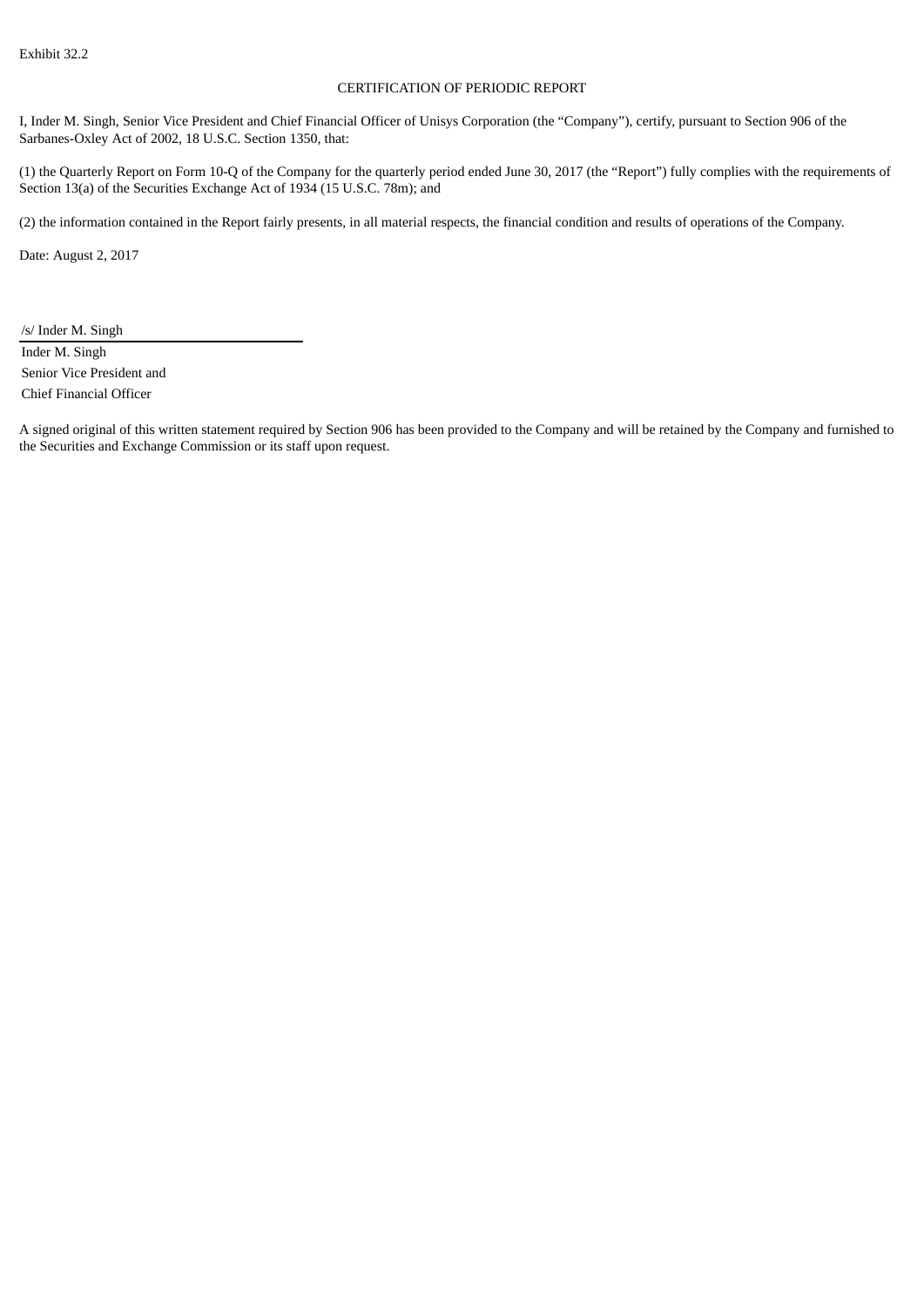Exhibit 32.2

CERTIFICATION OF PERIODIC REPORT

I, Inder M. Singh, Senior Vice President and Chief Financial Officer of Unisys Corporation (the "Company"), certify, pursuant to Section 906 of the Sarbanes-Oxley Act of 2002, 18 U.S.C. Section 1350, that:

(1) the Quarterly Report on Form 10-Q of the Company for the quarterly period ended June 30, 2017 (the "Report") fully complies with the requirements of Section 13(a) of the Securities Exchange Act of 1934 (15 U.S.C. 78m); and

(2) the information contained in the Report fairly presents, in all material respects, the financial condition and results of operations of the Company.

Date: August 2, 2017

/s/ Inder M. Singh

Inder M. Singh
Senior Vice President and
Chief Financial Officer

A signed original of this written statement required by Section 906 has been provided to the Company and will be retained by the Company and furnished to the Securities and Exchange Commission or its staff upon request.